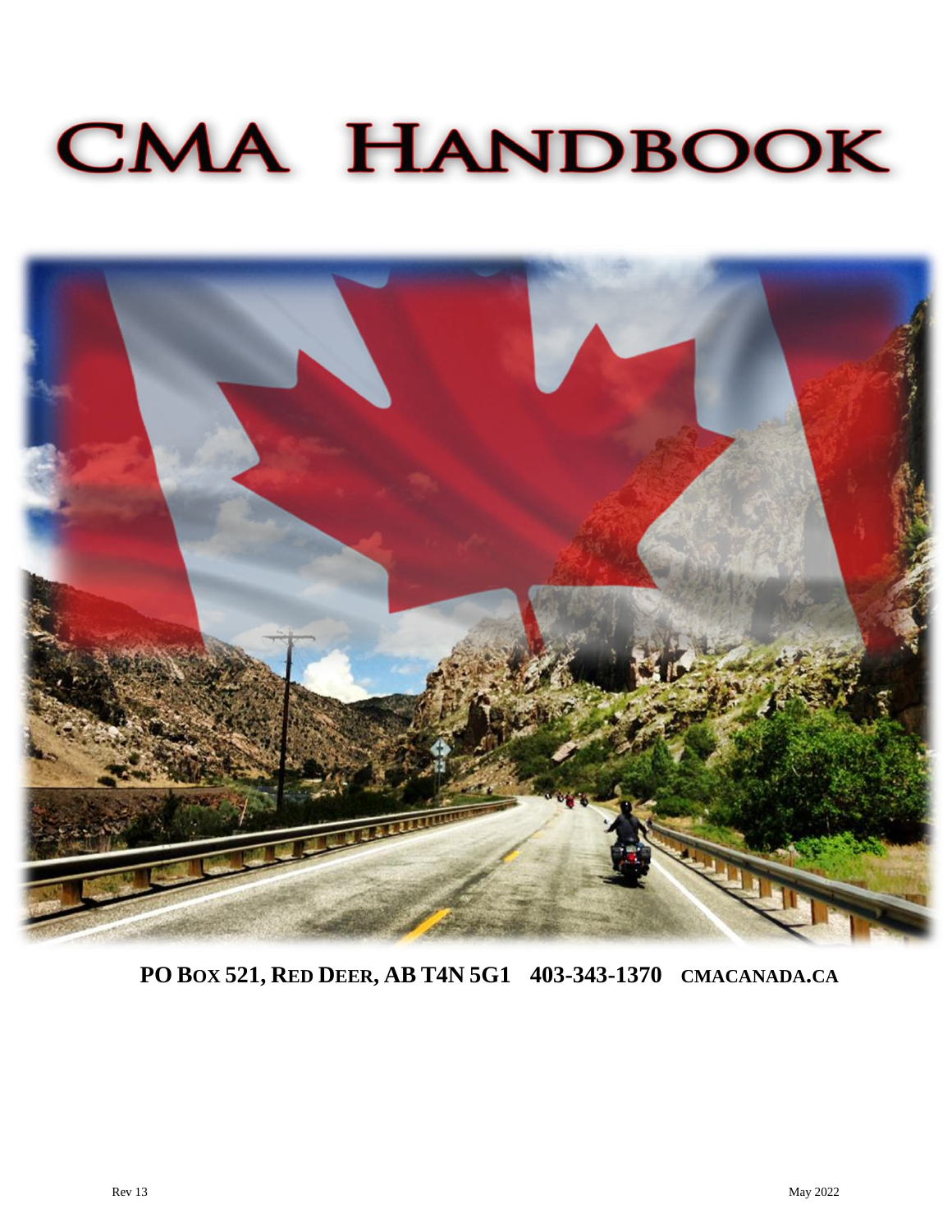# CMA HANDBOOK

**PO BOX 521, RED DEER, AB T4N 5G1 403-343-1370 CMACANADA.CA**

Rev 13

May 2022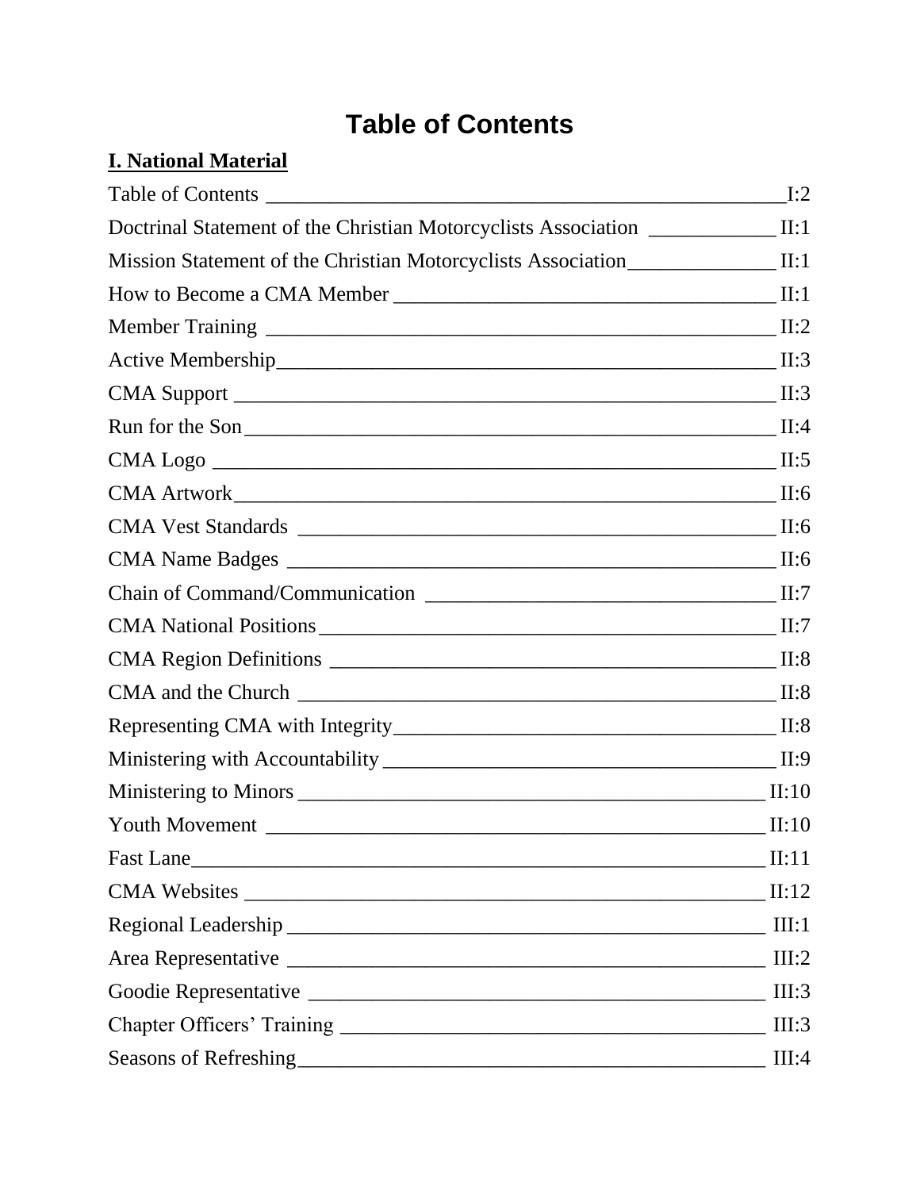# Table of Contents

## I. National Material

Table of Contents ______________________________________________ I:2

Doctrinal Statement of the Christian Motorcyclists Association ____________ II:1

Mission Statement of the Christian Motorcyclists Association______________ II:1

How to Become a CMA Member ____________________________________ II:1

Member Training _______________________________________________ II:2

Active Membership______________________________________________ II:3

CMA Support _________________________________________________ II:3

Run for the Son________________________________________________ II:4

CMA Logo ___________________________________________________ II:5

CMA Artwork__________________________________________________ II:6

CMA Vest Standards ____________________________________________ II:6

CMA Name Badges _____________________________________________ II:6

Chain of Command/Communication _________________________________ II:7

CMA National Positions __________________________________________ II:7

CMA Region Definitions _________________________________________ II:8

CMA and the Church ____________________________________________ II:8

Representing CMA with Integrity___________________________________ II:8

Ministering with Accountability ____________________________________ II:9

Ministering to Minors ____________________________________________ II:10

Youth Movement ________________________________________________ II:10

Fast Lane______________________________________________________ II:11

CMA Websites __________________________________________________ II:12

Regional Leadership _____________________________________________ III:1

Area Representative ______________________________________________ III:2

Goodie Representative ____________________________________________ III:3

Chapter Officers' Training __________________________________________ III:3

Seasons of Refreshing_____________________________________________ III:4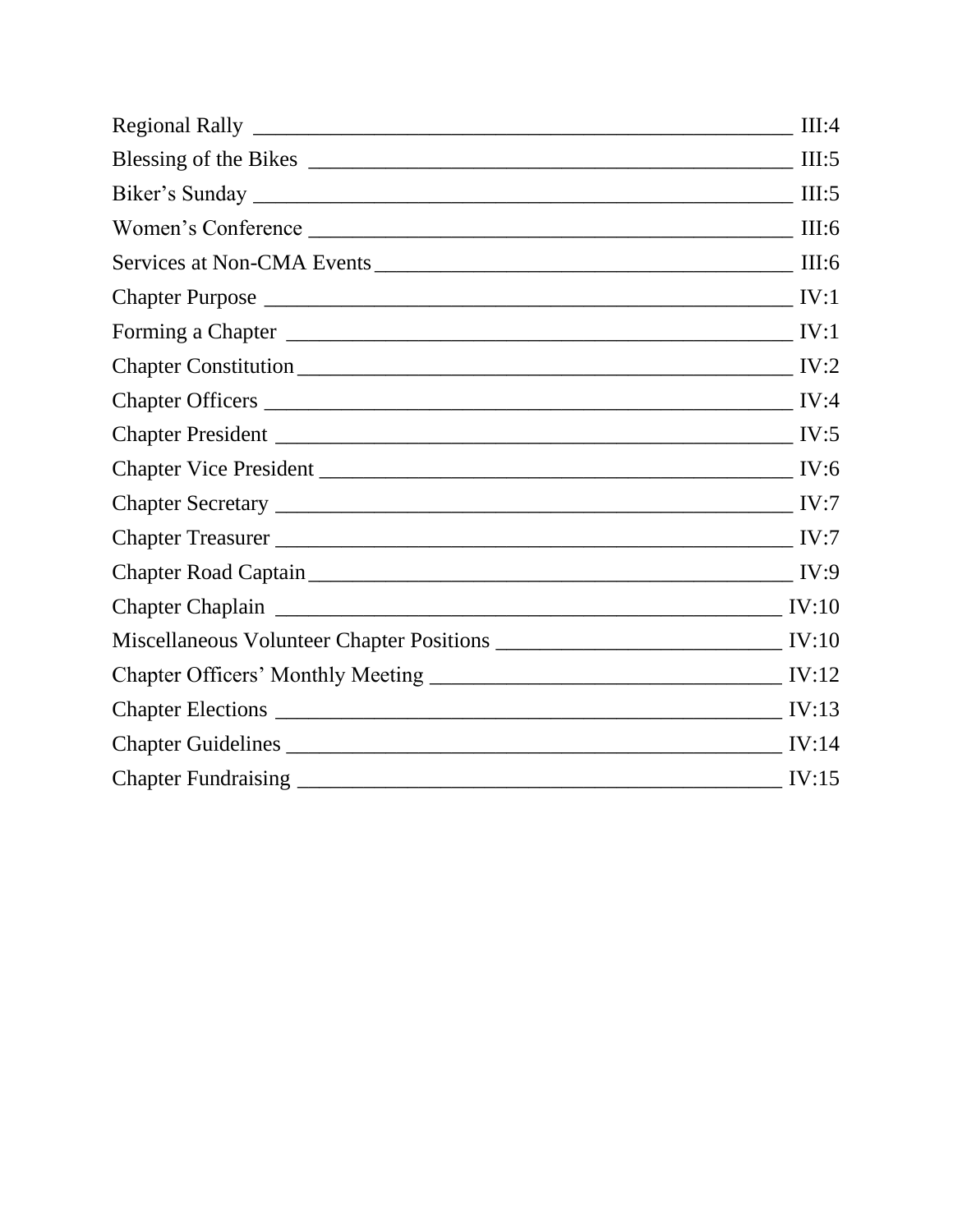Regional Rally ________________________________________________ III:4
Blessing of the Bikes __________________________________________ III:5
Biker's Sunday ________________________________________________ III:5
Women's Conference ___________________________________________ III:6
Services at Non-CMA Events _____________________________________ III:6
Chapter Purpose ________________________________________________ IV:1
Forming a Chapter ______________________________________________ IV:1
Chapter Constitution _____________________________________________ IV:2
Chapter Officers ________________________________________________ IV:4
Chapter President _______________________________________________ IV:5
Chapter Vice President ___________________________________________ IV:6
Chapter Secretary _______________________________________________ IV:7
Chapter Treasurer _______________________________________________ IV:7
Chapter Road Captain ____________________________________________ IV:9
Chapter Chaplain _______________________________________________ IV:10
Miscellaneous Volunteer Chapter Positions ___________________________ IV:10
Chapter Officers' Monthly Meeting _________________________________ IV:12
Chapter Elections _______________________________________________ IV:13
Chapter Guidelines ______________________________________________ IV:14
Chapter Fundraising _____________________________________________ IV:15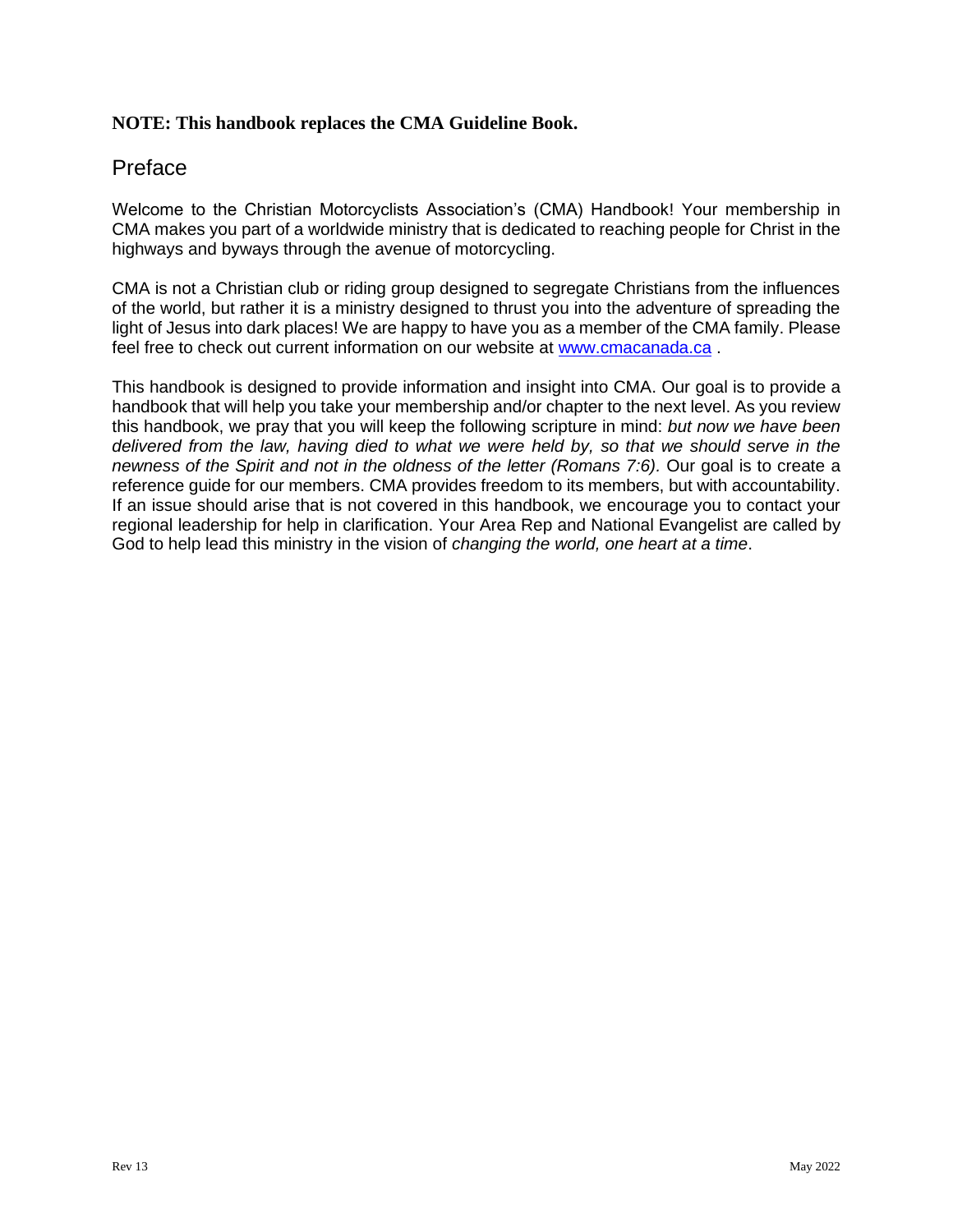**NOTE: This handbook replaces the CMA Guideline Book.**

# Preface

Welcome to the Christian Motorcyclists Association's (CMA) Handbook! Your membership in CMA makes you part of a worldwide ministry that is dedicated to reaching people for Christ in the highways and byways through the avenue of motorcycling.

CMA is not a Christian club or riding group designed to segregate Christians from the influences of the world, but rather it is a ministry designed to thrust you into the adventure of spreading the light of Jesus into dark places! We are happy to have you as a member of the CMA family. Please feel free to check out current information on our website at www.cmacanada.ca .

This handbook is designed to provide information and insight into CMA. Our goal is to provide a handbook that will help you take your membership and/or chapter to the next level. As you review this handbook, we pray that you will keep the following scripture in mind: *but now we have been delivered from the law, having died to what we were held by, so that we should serve in the newness of the Spirit and not in the oldness of the letter (Romans 7:6).* Our goal is to create a reference guide for our members. CMA provides freedom to its members, but with accountability. If an issue should arise that is not covered in this handbook, we encourage you to contact your regional leadership for help in clarification. Your Area Rep and National Evangelist are called by God to help lead this ministry in the vision of *changing the world, one heart at a time*.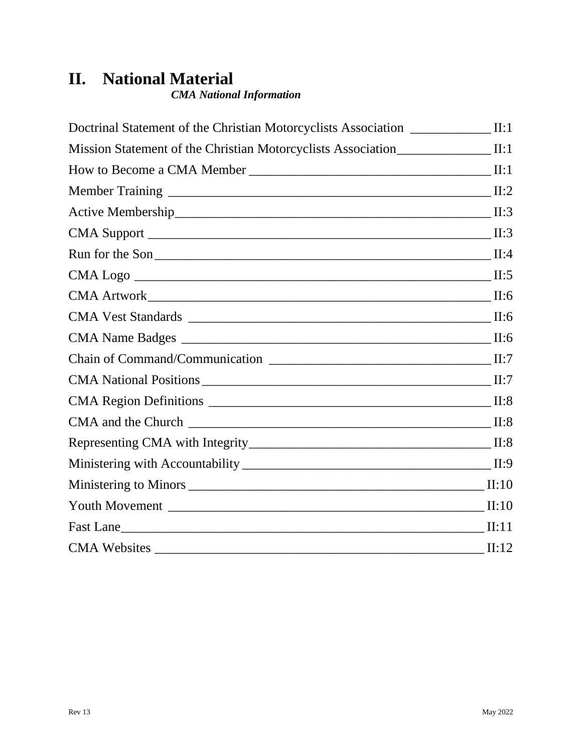# II. National Material

***CMA National Information***

| | |
|---|---|
| Doctrinal Statement of the Christian Motorcyclists Association | II:1 |
| Mission Statement of the Christian Motorcyclists Association | II:1 |
| How to Become a CMA Member | II:1 |
| Member Training | II:2 |
| Active Membership | II:3 |
| CMA Support | II:3 |
| Run for the Son | II:4 |
| CMA Logo | II:5 |
| CMA Artwork | II:6 |
| CMA Vest Standards | II:6 |
| CMA Name Badges | II:6 |
| Chain of Command/Communication | II:7 |
| CMA National Positions | II:7 |
| CMA Region Definitions | II:8 |
| CMA and the Church | II:8 |
| Representing CMA with Integrity | II:8 |
| Ministering with Accountability | II:9 |
| Ministering to Minors | II:10 |
| Youth Movement | II:10 |
| Fast Lane | II:11 |
| CMA Websites | II:12 |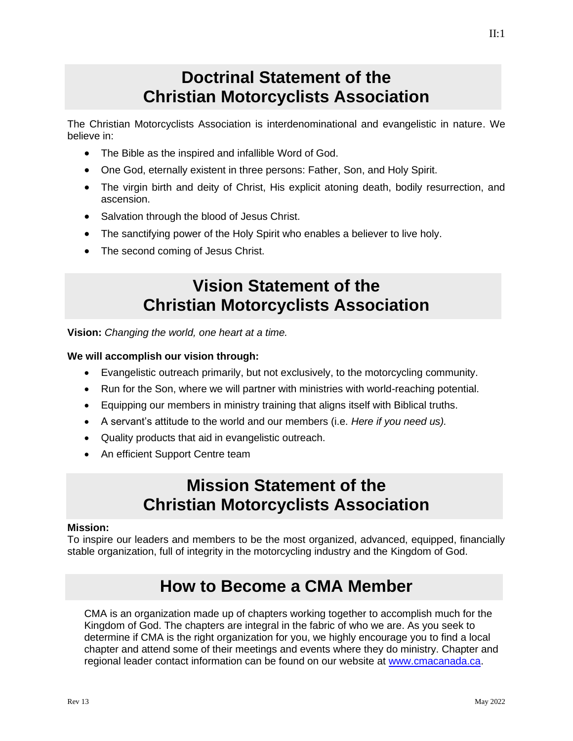# Doctrinal Statement of the Christian Motorcyclists Association

The Christian Motorcyclists Association is interdenominational and evangelistic in nature. We believe in:

- The Bible as the inspired and infallible Word of God.
- One God, eternally existent in three persons: Father, Son, and Holy Spirit.
- The virgin birth and deity of Christ, His explicit atoning death, bodily resurrection, and ascension.
- Salvation through the blood of Jesus Christ.
- The sanctifying power of the Holy Spirit who enables a believer to live holy.
- The second coming of Jesus Christ.

# Vision Statement of the Christian Motorcyclists Association

**Vision:** *Changing the world, one heart at a time.*

**We will accomplish our vision through:**

- Evangelistic outreach primarily, but not exclusively, to the motorcycling community.
- Run for the Son, where we will partner with ministries with world-reaching potential.
- Equipping our members in ministry training that aligns itself with Biblical truths.
- A servant's attitude to the world and our members (i.e. *Here if you need us).*
- Quality products that aid in evangelistic outreach.
- An efficient Support Centre team

# Mission Statement of the Christian Motorcyclists Association

**Mission:**
To inspire our leaders and members to be the most organized, advanced, equipped, financially stable organization, full of integrity in the motorcycling industry and the Kingdom of God.

# How to Become a CMA Member

CMA is an organization made up of chapters working together to accomplish much for the Kingdom of God. The chapters are integral in the fabric of who we are. As you seek to determine if CMA is the right organization for you, we highly encourage you to find a local chapter and attend some of their meetings and events where they do ministry. Chapter and regional leader contact information can be found on our website at www.cmacanada.ca.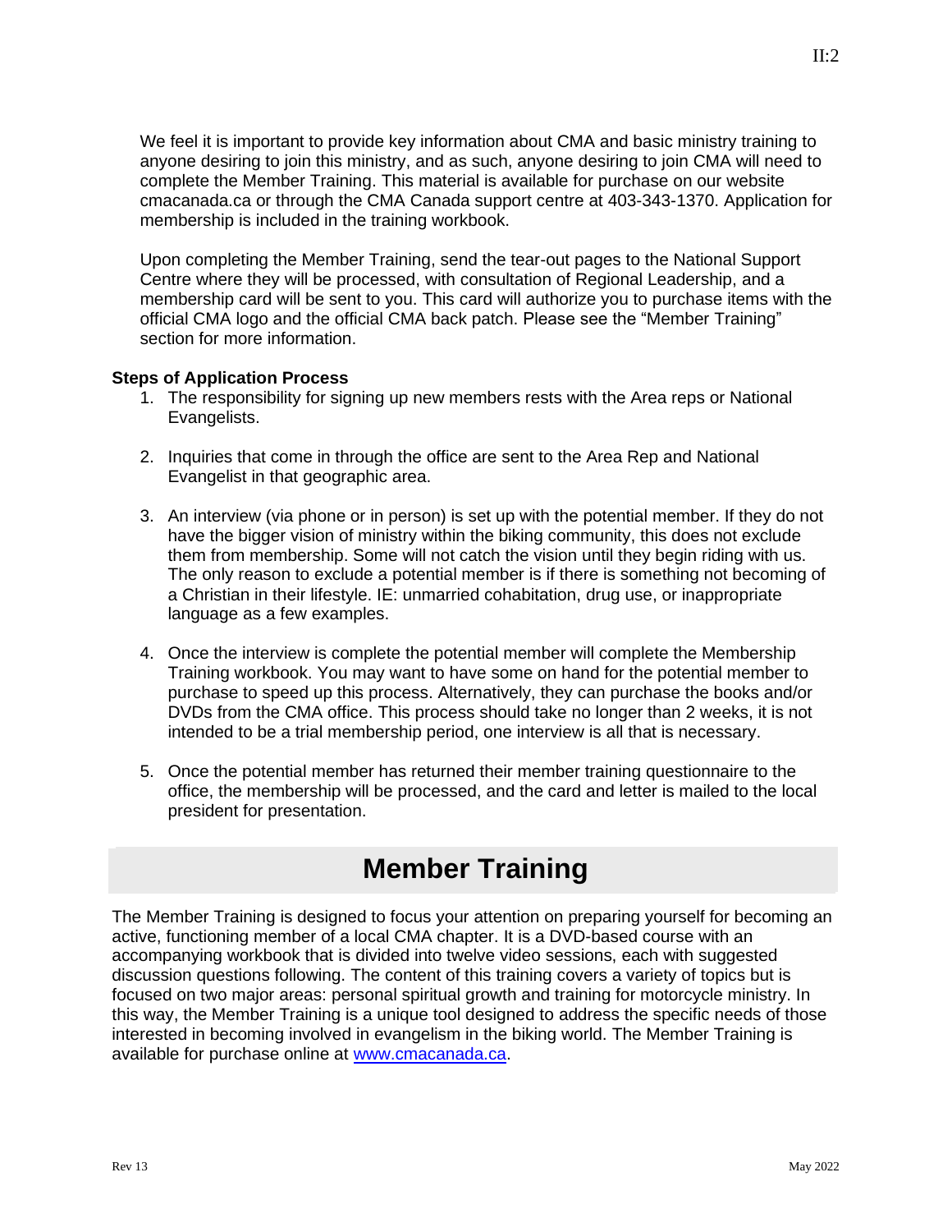We feel it is important to provide key information about CMA and basic ministry training to anyone desiring to join this ministry, and as such, anyone desiring to join CMA will need to complete the Member Training. This material is available for purchase on our website cmacanada.ca or through the CMA Canada support centre at 403-343-1370. Application for membership is included in the training workbook.

Upon completing the Member Training, send the tear-out pages to the National Support Centre where they will be processed, with consultation of Regional Leadership, and a membership card will be sent to you. This card will authorize you to purchase items with the official CMA logo and the official CMA back patch. Please see the “Member Training” section for more information.

**Steps of Application Process**

1. The responsibility for signing up new members rests with the Area reps or National Evangelists.

2. Inquiries that come in through the office are sent to the Area Rep and National Evangelist in that geographic area.

3. An interview (via phone or in person) is set up with the potential member. If they do not have the bigger vision of ministry within the biking community, this does not exclude them from membership. Some will not catch the vision until they begin riding with us. The only reason to exclude a potential member is if there is something not becoming of a Christian in their lifestyle. IE: unmarried cohabitation, drug use, or inappropriate language as a few examples.

4. Once the interview is complete the potential member will complete the Membership Training workbook. You may want to have some on hand for the potential member to purchase to speed up this process. Alternatively, they can purchase the books and/or DVDs from the CMA office. This process should take no longer than 2 weeks, it is not intended to be a trial membership period, one interview is all that is necessary.

5. Once the potential member has returned their member training questionnaire to the office, the membership will be processed, and the card and letter is mailed to the local president for presentation.

# Member Training

The Member Training is designed to focus your attention on preparing yourself for becoming an active, functioning member of a local CMA chapter. It is a DVD-based course with an accompanying workbook that is divided into twelve video sessions, each with suggested discussion questions following. The content of this training covers a variety of topics but is focused on two major areas: personal spiritual growth and training for motorcycle ministry. In this way, the Member Training is a unique tool designed to address the specific needs of those interested in becoming involved in evangelism in the biking world. The Member Training is available for purchase online at [www.cmacanada.ca](http://www.cmacanada.ca).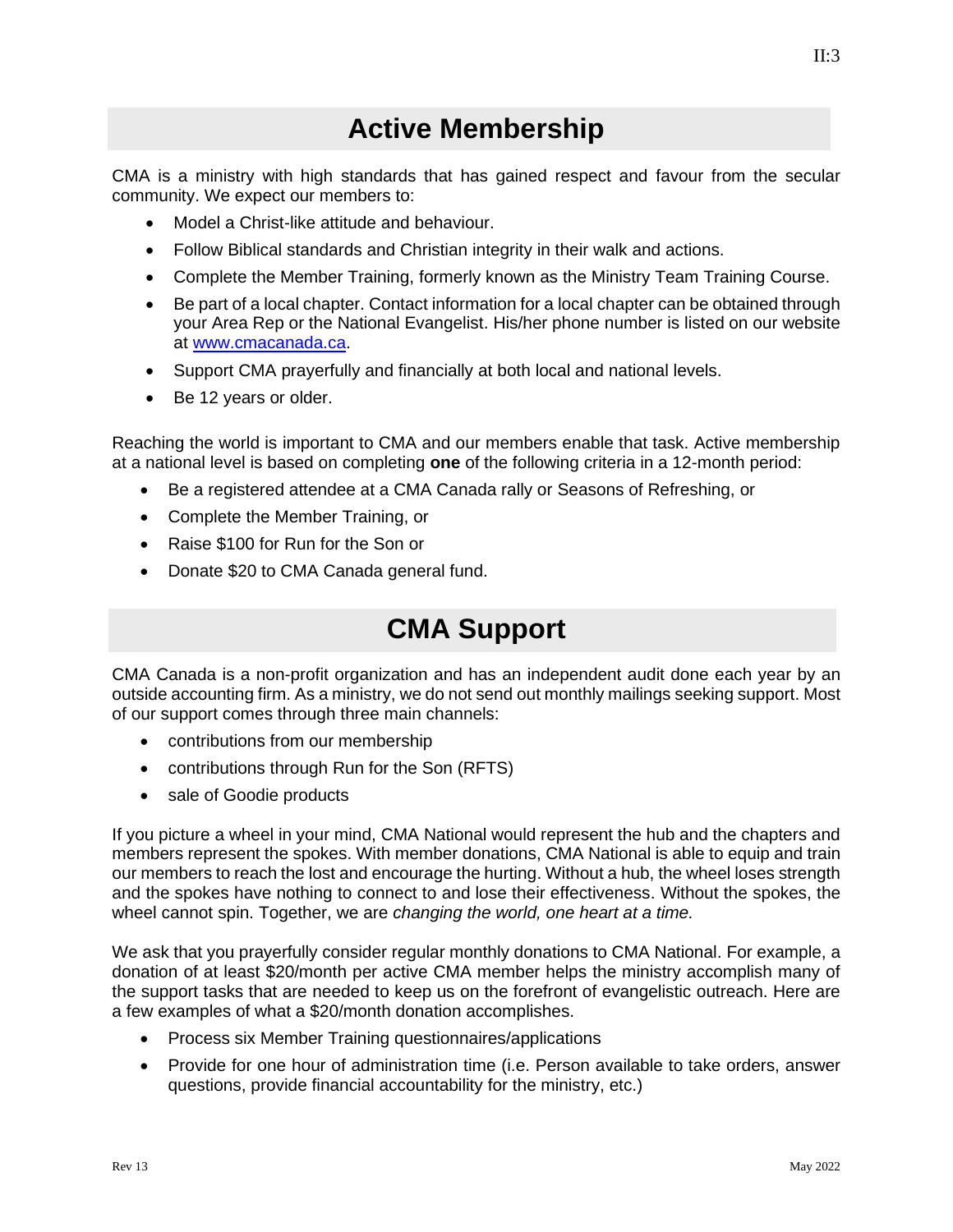# Active Membership

CMA is a ministry with high standards that has gained respect and favour from the secular community. We expect our members to:

- Model a Christ-like attitude and behaviour.
- Follow Biblical standards and Christian integrity in their walk and actions.
- Complete the Member Training, formerly known as the Ministry Team Training Course.
- Be part of a local chapter. Contact information for a local chapter can be obtained through your Area Rep or the National Evangelist. His/her phone number is listed on our website at [www.cmacanada.ca](http://www.cmacanada.ca).
- Support CMA prayerfully and financially at both local and national levels.
- Be 12 years or older.

Reaching the world is important to CMA and our members enable that task. Active membership at a national level is based on completing **one** of the following criteria in a 12-month period:

- Be a registered attendee at a CMA Canada rally or Seasons of Refreshing, or
- Complete the Member Training, or
- Raise $100 for Run for the Son or
- Donate $20 to CMA Canada general fund.

# CMA Support

CMA Canada is a non-profit organization and has an independent audit done each year by an outside accounting firm. As a ministry, we do not send out monthly mailings seeking support. Most of our support comes through three main channels:

- contributions from our membership
- contributions through Run for the Son (RFTS)
- sale of Goodie products

If you picture a wheel in your mind, CMA National would represent the hub and the chapters and members represent the spokes. With member donations, CMA National is able to equip and train our members to reach the lost and encourage the hurting. Without a hub, the wheel loses strength and the spokes have nothing to connect to and lose their effectiveness. Without the spokes, the wheel cannot spin. Together, we are *changing the world, one heart at a time.*

We ask that you prayerfully consider regular monthly donations to CMA National. For example, a donation of at least $20/month per active CMA member helps the ministry accomplish many of the support tasks that are needed to keep us on the forefront of evangelistic outreach. Here are a few examples of what a $20/month donation accomplishes.

- Process six Member Training questionnaires/applications
- Provide for one hour of administration time (i.e. Person available to take orders, answer questions, provide financial accountability for the ministry, etc.)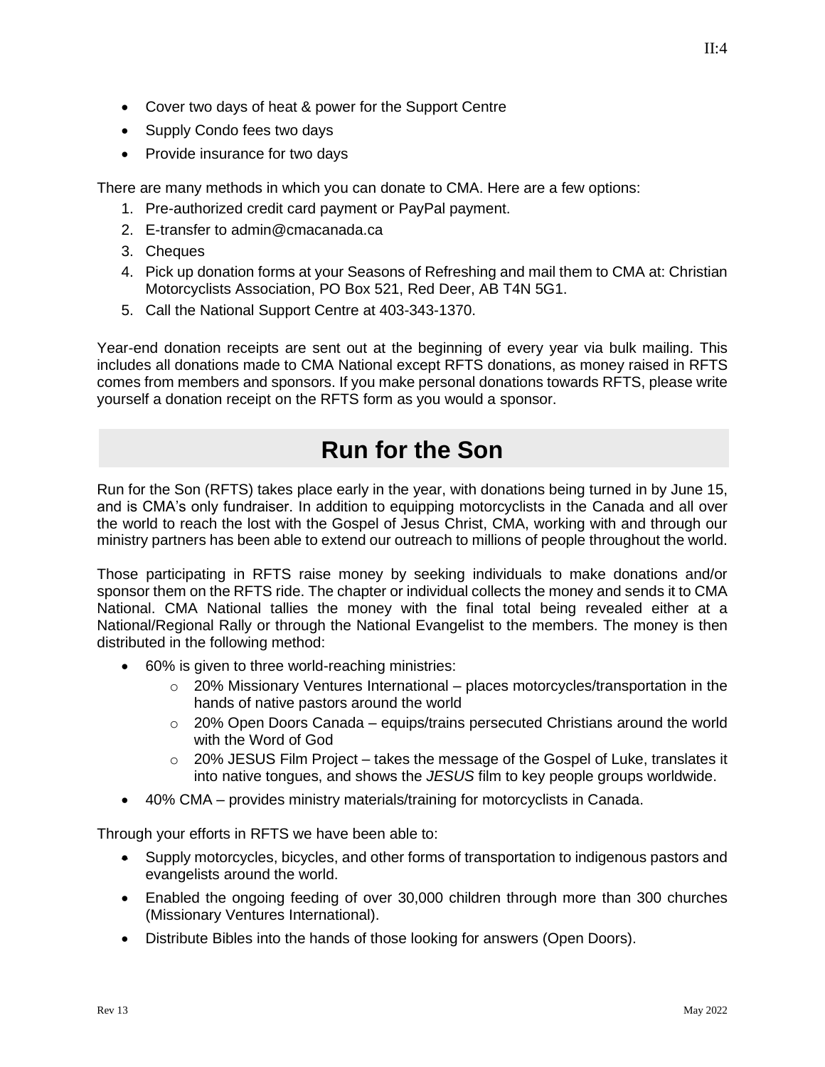- Cover two days of heat & power for the Support Centre
- Supply Condo fees two days
- Provide insurance for two days

There are many methods in which you can donate to CMA. Here are a few options:

1. Pre-authorized credit card payment or PayPal payment.
2. E-transfer to admin@cmacanada.ca
3. Cheques
4. Pick up donation forms at your Seasons of Refreshing and mail them to CMA at: Christian Motorcyclists Association, PO Box 521, Red Deer, AB T4N 5G1.
5. Call the National Support Centre at 403-343-1370.

Year-end donation receipts are sent out at the beginning of every year via bulk mailing. This includes all donations made to CMA National except RFTS donations, as money raised in RFTS comes from members and sponsors. If you make personal donations towards RFTS, please write yourself a donation receipt on the RFTS form as you would a sponsor.

## Run for the Son

Run for the Son (RFTS) takes place early in the year, with donations being turned in by June 15, and is CMA's only fundraiser. In addition to equipping motorcyclists in the Canada and all over the world to reach the lost with the Gospel of Jesus Christ, CMA, working with and through our ministry partners has been able to extend our outreach to millions of people throughout the world.

Those participating in RFTS raise money by seeking individuals to make donations and/or sponsor them on the RFTS ride. The chapter or individual collects the money and sends it to CMA National. CMA National tallies the money with the final total being revealed either at a National/Regional Rally or through the National Evangelist to the members. The money is then distributed in the following method:

- 60% is given to three world-reaching ministries:
  - 20% Missionary Ventures International – places motorcycles/transportation in the hands of native pastors around the world
  - 20% Open Doors Canada – equips/trains persecuted Christians around the world with the Word of God
  - 20% JESUS Film Project – takes the message of the Gospel of Luke, translates it into native tongues, and shows the *JESUS* film to key people groups worldwide.
- 40% CMA – provides ministry materials/training for motorcyclists in Canada.

Through your efforts in RFTS we have been able to:

- Supply motorcycles, bicycles, and other forms of transportation to indigenous pastors and evangelists around the world.
- Enabled the ongoing feeding of over 30,000 children through more than 300 churches (Missionary Ventures International).
- Distribute Bibles into the hands of those looking for answers (Open Doors).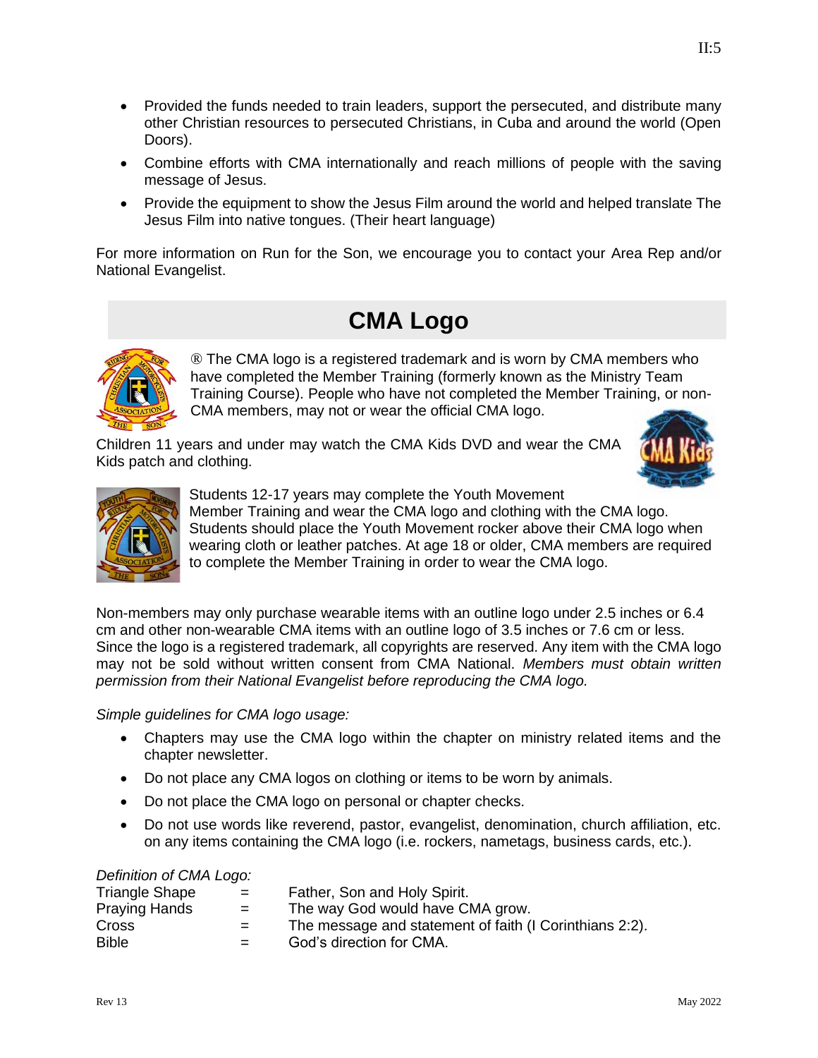- Provided the funds needed to train leaders, support the persecuted, and distribute many other Christian resources to persecuted Christians, in Cuba and around the world (Open Doors).
- Combine efforts with CMA internationally and reach millions of people with the saving message of Jesus.
- Provide the equipment to show the Jesus Film around the world and helped translate The Jesus Film into native tongues. (Their heart language)

For more information on Run for the Son, we encourage you to contact your Area Rep and/or National Evangelist.

## CMA Logo

® The CMA logo is a registered trademark and is worn by CMA members who have completed the Member Training (formerly known as the Ministry Team Training Course). People who have not completed the Member Training, or non-CMA members, may not or wear the official CMA logo.

Children 11 years and under may watch the CMA Kids DVD and wear the CMA Kids patch and clothing.

Students 12-17 years may complete the Youth Movement Member Training and wear the CMA logo and clothing with the CMA logo. Students should place the Youth Movement rocker above their CMA logo when wearing cloth or leather patches. At age 18 or older, CMA members are required to complete the Member Training in order to wear the CMA logo.

Non-members may only purchase wearable items with an outline logo under 2.5 inches or 6.4 cm and other non-wearable CMA items with an outline logo of 3.5 inches or 7.6 cm or less. Since the logo is a registered trademark, all copyrights are reserved. Any item with the CMA logo may not be sold without written consent from CMA National. *Members must obtain written permission from their National Evangelist before reproducing the CMA logo.*

*Simple guidelines for CMA logo usage:*

- Chapters may use the CMA logo within the chapter on ministry related items and the chapter newsletter.
- Do not place any CMA logos on clothing or items to be worn by animals.
- Do not place the CMA logo on personal or chapter checks.
- Do not use words like reverend, pastor, evangelist, denomination, church affiliation, etc. on any items containing the CMA logo (i.e. rockers, nametags, business cards, etc.).

*Definition of CMA Logo:*

| | | |
|---|---|---|
| Triangle Shape | = | Father, Son and Holy Spirit. |
| Praying Hands | = | The way God would have CMA grow. |
| Cross | = | The message and statement of faith (I Corinthians 2:2). |
| Bible | = | God's direction for CMA. |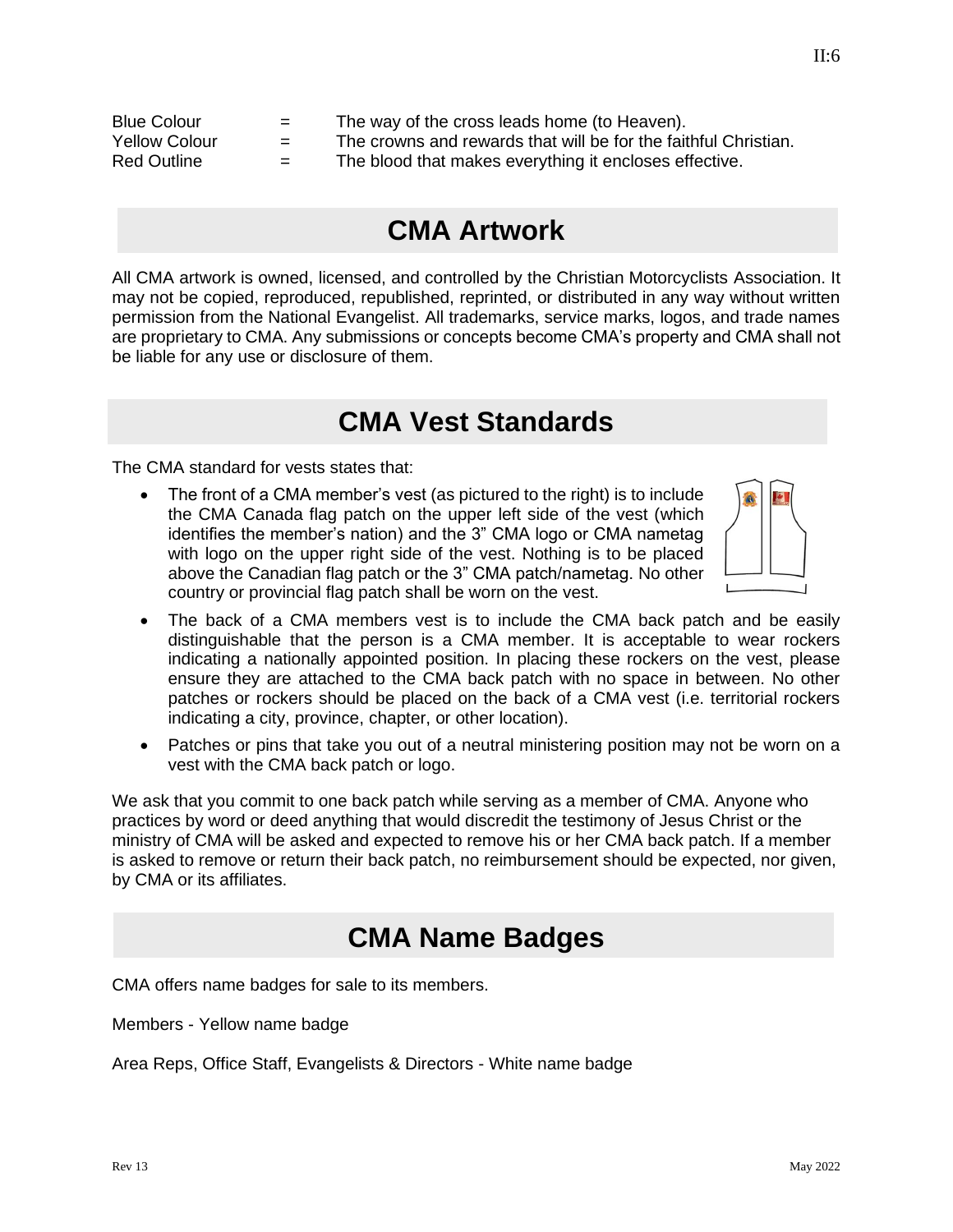| | | |
|---|---|---|
| Blue Colour | = | The way of the cross leads home (to Heaven). |
| Yellow Colour | = | The crowns and rewards that will be for the faithful Christian. |
| Red Outline | = | The blood that makes everything it encloses effective. |

## CMA Artwork

All CMA artwork is owned, licensed, and controlled by the Christian Motorcyclists Association. It may not be copied, reproduced, republished, reprinted, or distributed in any way without written permission from the National Evangelist. All trademarks, service marks, logos, and trade names are proprietary to CMA. Any submissions or concepts become CMA's property and CMA shall not be liable for any use or disclosure of them.

## CMA Vest Standards

The CMA standard for vests states that:

- The front of a CMA member's vest (as pictured to the right) is to include the CMA Canada flag patch on the upper left side of the vest (which identifies the member's nation) and the 3" CMA logo or CMA nametag with logo on the upper right side of the vest. Nothing is to be placed above the Canadian flag patch or the 3" CMA patch/nametag. No other country or provincial flag patch shall be worn on the vest.
- The back of a CMA members vest is to include the CMA back patch and be easily distinguishable that the person is a CMA member. It is acceptable to wear rockers indicating a nationally appointed position. In placing these rockers on the vest, please ensure they are attached to the CMA back patch with no space in between. No other patches or rockers should be placed on the back of a CMA vest (i.e. territorial rockers indicating a city, province, chapter, or other location).
- Patches or pins that take you out of a neutral ministering position may not be worn on a vest with the CMA back patch or logo.

We ask that you commit to one back patch while serving as a member of CMA. Anyone who practices by word or deed anything that would discredit the testimony of Jesus Christ or the ministry of CMA will be asked and expected to remove his or her CMA back patch. If a member is asked to remove or return their back patch, no reimbursement should be expected, nor given, by CMA or its affiliates.

## CMA Name Badges

CMA offers name badges for sale to its members.

Members - Yellow name badge

Area Reps, Office Staff, Evangelists & Directors - White name badge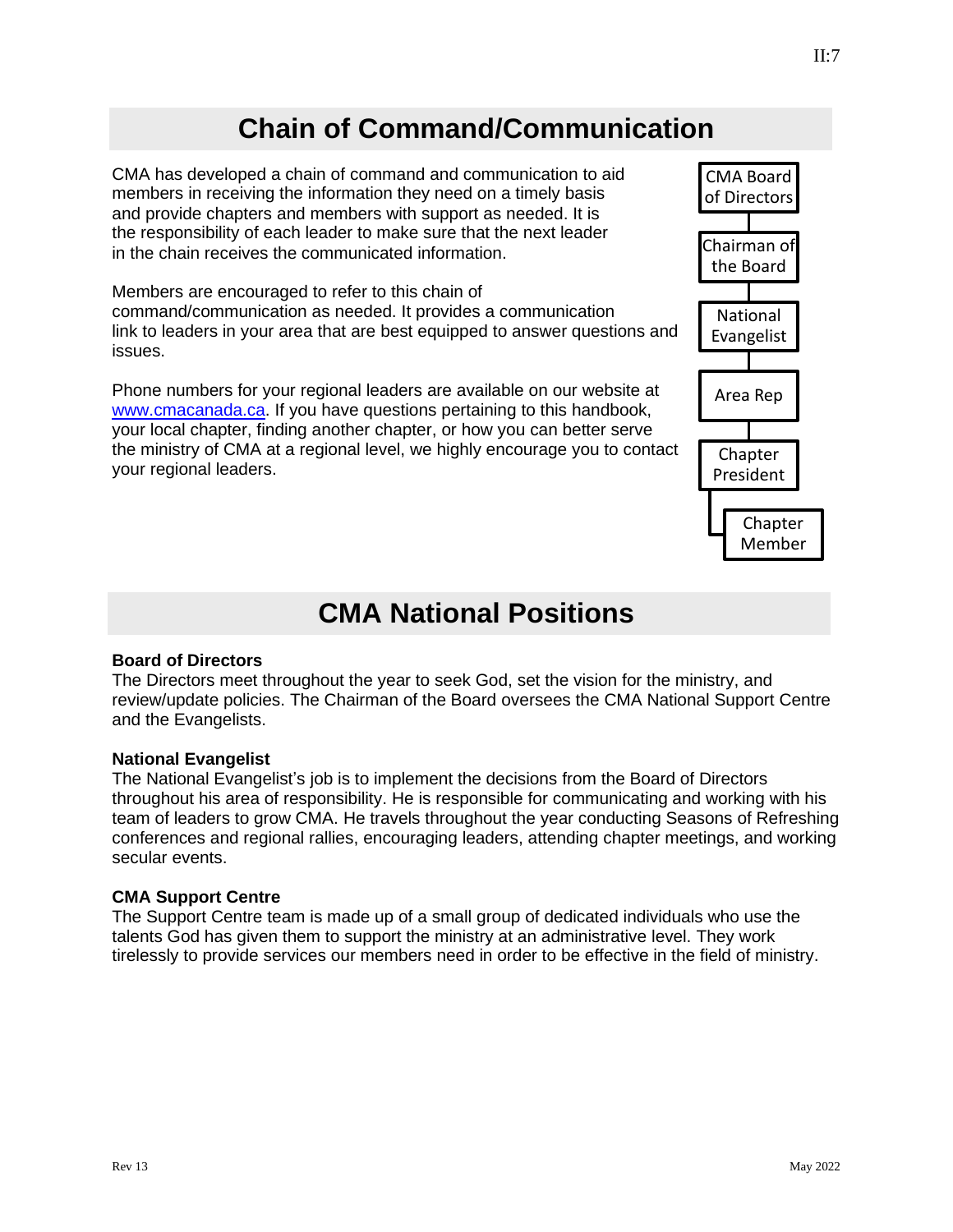# Chain of Command/Communication

CMA has developed a chain of command and communication to aid members in receiving the information they need on a timely basis and provide chapters and members with support as needed. It is the responsibility of each leader to make sure that the next leader in the chain receives the communicated information.

Members are encouraged to refer to this chain of command/communication as needed. It provides a communication link to leaders in your area that are best equipped to answer questions and issues.

Phone numbers for your regional leaders are available on our website at www.cmacanada.ca. If you have questions pertaining to this handbook, your local chapter, finding another chapter, or how you can better serve the ministry of CMA at a regional level, we highly encourage you to contact your regional leaders.

- CMA Board of Directors
- Chairman of the Board
- National Evangelist
- Area Rep
- Chapter President
- Chapter Member

# CMA National Positions

**Board of Directors**
The Directors meet throughout the year to seek God, set the vision for the ministry, and review/update policies. The Chairman of the Board oversees the CMA National Support Centre and the Evangelists.

**National Evangelist**
The National Evangelist's job is to implement the decisions from the Board of Directors throughout his area of responsibility. He is responsible for communicating and working with his team of leaders to grow CMA. He travels throughout the year conducting Seasons of Refreshing conferences and regional rallies, encouraging leaders, attending chapter meetings, and working secular events.

**CMA Support Centre**
The Support Centre team is made up of a small group of dedicated individuals who use the talents God has given them to support the ministry at an administrative level. They work tirelessly to provide services our members need in order to be effective in the field of ministry.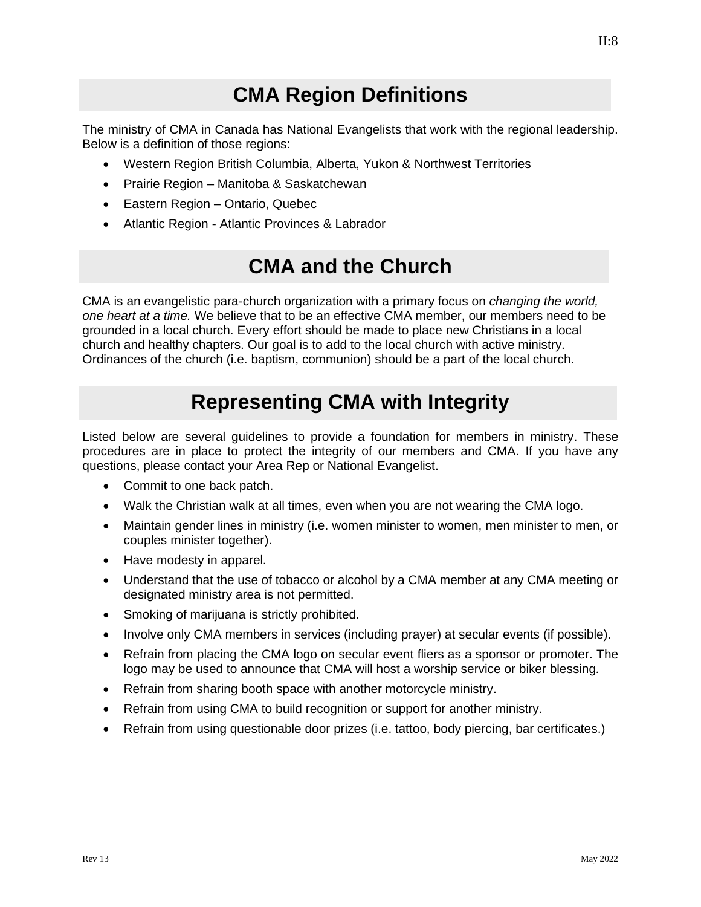## CMA Region Definitions

The ministry of CMA in Canada has National Evangelists that work with the regional leadership. Below is a definition of those regions:

- Western Region British Columbia, Alberta, Yukon & Northwest Territories
- Prairie Region – Manitoba & Saskatchewan
- Eastern Region – Ontario, Quebec
- Atlantic Region - Atlantic Provinces & Labrador

## CMA and the Church

CMA is an evangelistic para-church organization with a primary focus on *changing the world, one heart at a time.* We believe that to be an effective CMA member, our members need to be grounded in a local church. Every effort should be made to place new Christians in a local church and healthy chapters. Our goal is to add to the local church with active ministry. Ordinances of the church (i.e. baptism, communion) should be a part of the local church.

## Representing CMA with Integrity

Listed below are several guidelines to provide a foundation for members in ministry. These procedures are in place to protect the integrity of our members and CMA. If you have any questions, please contact your Area Rep or National Evangelist.

- Commit to one back patch.
- Walk the Christian walk at all times, even when you are not wearing the CMA logo.
- Maintain gender lines in ministry (i.e. women minister to women, men minister to men, or couples minister together).
- Have modesty in apparel.
- Understand that the use of tobacco or alcohol by a CMA member at any CMA meeting or designated ministry area is not permitted.
- Smoking of marijuana is strictly prohibited.
- Involve only CMA members in services (including prayer) at secular events (if possible).
- Refrain from placing the CMA logo on secular event fliers as a sponsor or promoter. The logo may be used to announce that CMA will host a worship service or biker blessing.
- Refrain from sharing booth space with another motorcycle ministry.
- Refrain from using CMA to build recognition or support for another ministry.
- Refrain from using questionable door prizes (i.e. tattoo, body piercing, bar certificates.)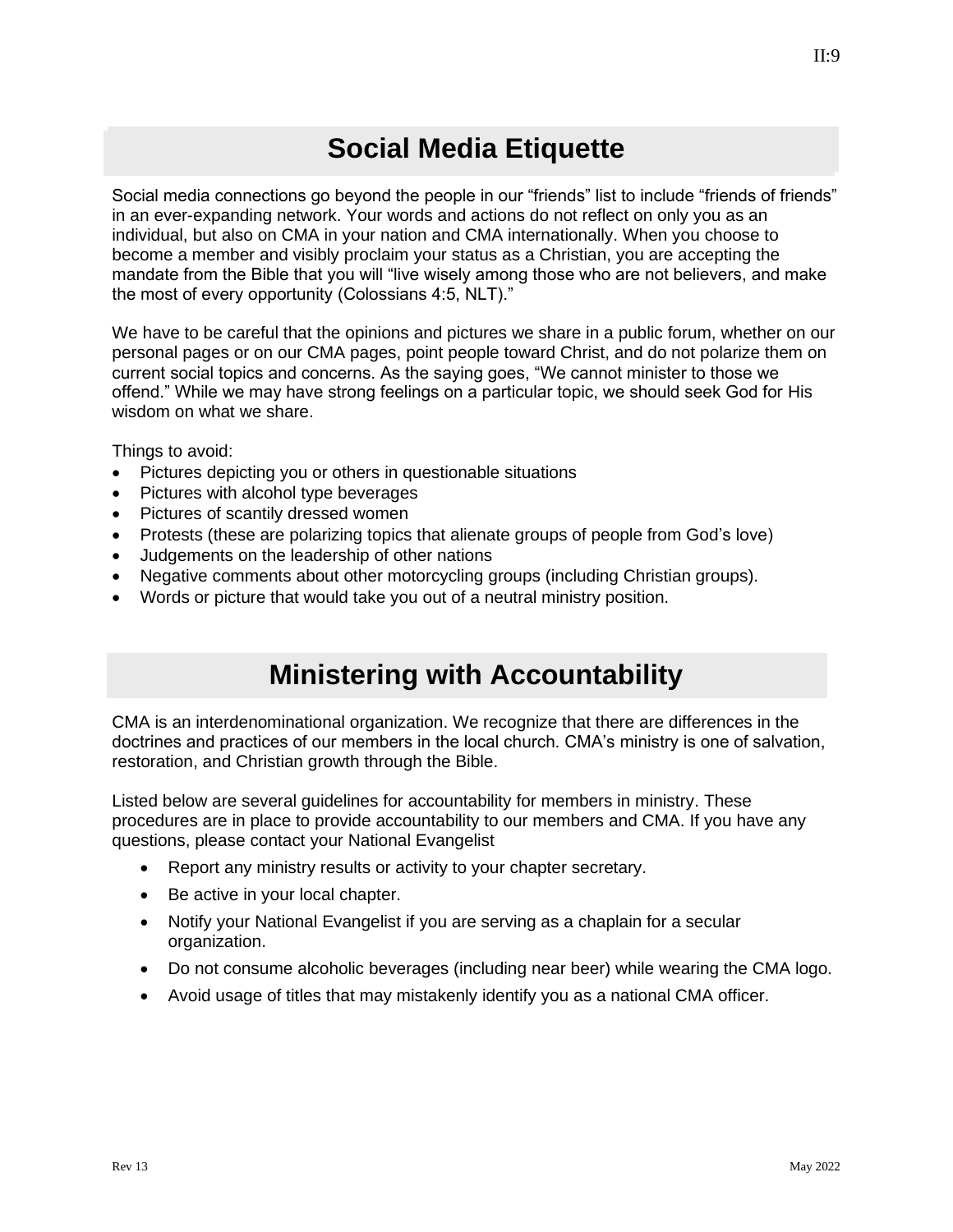## Social Media Etiquette

Social media connections go beyond the people in our "friends" list to include "friends of friends" in an ever-expanding network. Your words and actions do not reflect on only you as an individual, but also on CMA in your nation and CMA internationally. When you choose to become a member and visibly proclaim your status as a Christian, you are accepting the mandate from the Bible that you will "live wisely among those who are not believers, and make the most of every opportunity (Colossians 4:5, NLT)."

We have to be careful that the opinions and pictures we share in a public forum, whether on our personal pages or on our CMA pages, point people toward Christ, and do not polarize them on current social topics and concerns. As the saying goes, "We cannot minister to those we offend." While we may have strong feelings on a particular topic, we should seek God for His wisdom on what we share.

Things to avoid:

- Pictures depicting you or others in questionable situations
- Pictures with alcohol type beverages
- Pictures of scantily dressed women
- Protests (these are polarizing topics that alienate groups of people from God's love)
- Judgements on the leadership of other nations
- Negative comments about other motorcycling groups (including Christian groups).
- Words or picture that would take you out of a neutral ministry position.

## Ministering with Accountability

CMA is an interdenominational organization. We recognize that there are differences in the doctrines and practices of our members in the local church. CMA's ministry is one of salvation, restoration, and Christian growth through the Bible.

Listed below are several guidelines for accountability for members in ministry. These procedures are in place to provide accountability to our members and CMA. If you have any questions, please contact your National Evangelist

- Report any ministry results or activity to your chapter secretary.
- Be active in your local chapter.
- Notify your National Evangelist if you are serving as a chaplain for a secular organization.
- Do not consume alcoholic beverages (including near beer) while wearing the CMA logo.
- Avoid usage of titles that may mistakenly identify you as a national CMA officer.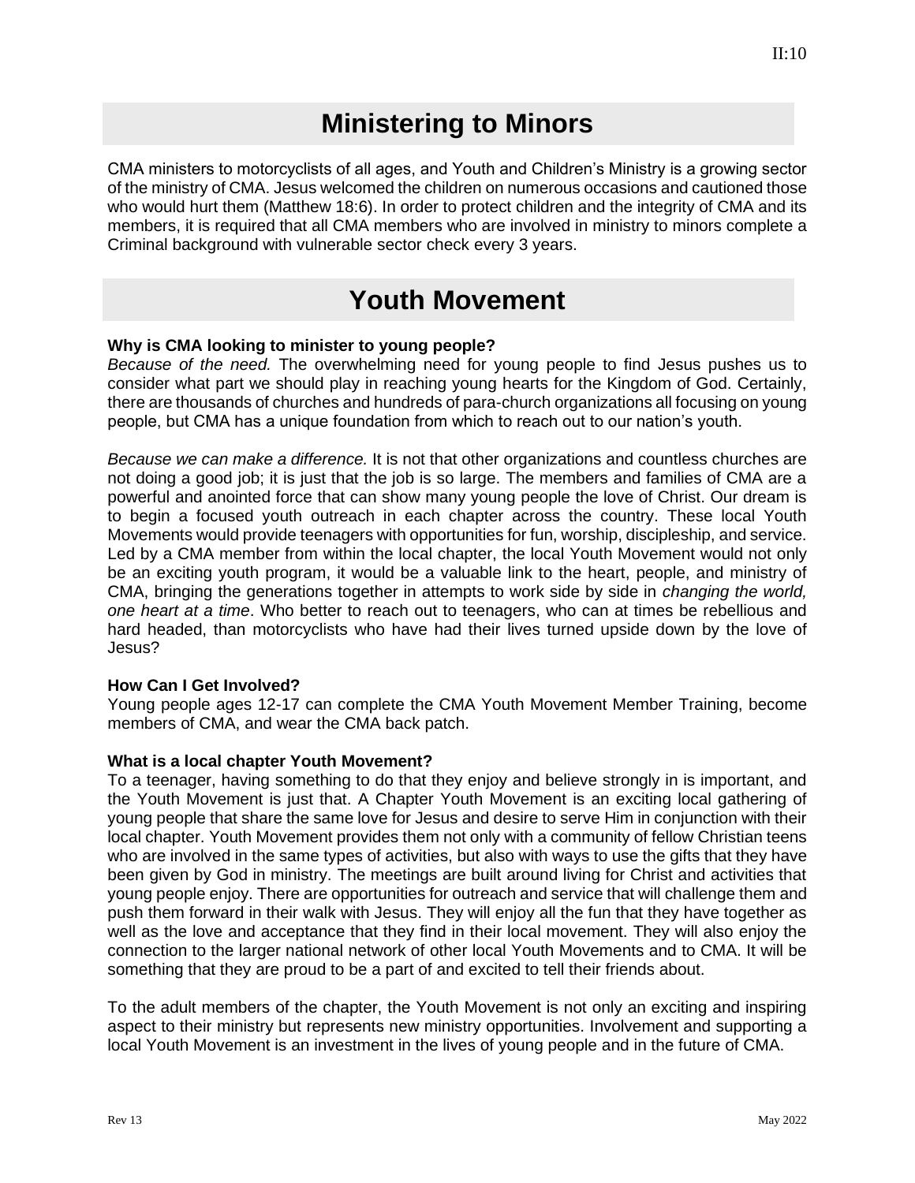# Ministering to Minors

CMA ministers to motorcyclists of all ages, and Youth and Children's Ministry is a growing sector of the ministry of CMA. Jesus welcomed the children on numerous occasions and cautioned those who would hurt them (Matthew 18:6). In order to protect children and the integrity of CMA and its members, it is required that all CMA members who are involved in ministry to minors complete a Criminal background with vulnerable sector check every 3 years.

# Youth Movement

**Why is CMA looking to minister to young people?**

*Because of the need.* The overwhelming need for young people to find Jesus pushes us to consider what part we should play in reaching young hearts for the Kingdom of God. Certainly, there are thousands of churches and hundreds of para-church organizations all focusing on young people, but CMA has a unique foundation from which to reach out to our nation's youth.

*Because we can make a difference.* It is not that other organizations and countless churches are not doing a good job; it is just that the job is so large. The members and families of CMA are a powerful and anointed force that can show many young people the love of Christ. Our dream is to begin a focused youth outreach in each chapter across the country. These local Youth Movements would provide teenagers with opportunities for fun, worship, discipleship, and service. Led by a CMA member from within the local chapter, the local Youth Movement would not only be an exciting youth program, it would be a valuable link to the heart, people, and ministry of CMA, bringing the generations together in attempts to work side by side in *changing the world, one heart at a time*. Who better to reach out to teenagers, who can at times be rebellious and hard headed, than motorcyclists who have had their lives turned upside down by the love of Jesus?

**How Can I Get Involved?**

Young people ages 12-17 can complete the CMA Youth Movement Member Training, become members of CMA, and wear the CMA back patch.

**What is a local chapter Youth Movement?**

To a teenager, having something to do that they enjoy and believe strongly in is important, and the Youth Movement is just that. A Chapter Youth Movement is an exciting local gathering of young people that share the same love for Jesus and desire to serve Him in conjunction with their local chapter. Youth Movement provides them not only with a community of fellow Christian teens who are involved in the same types of activities, but also with ways to use the gifts that they have been given by God in ministry. The meetings are built around living for Christ and activities that young people enjoy. There are opportunities for outreach and service that will challenge them and push them forward in their walk with Jesus. They will enjoy all the fun that they have together as well as the love and acceptance that they find in their local movement. They will also enjoy the connection to the larger national network of other local Youth Movements and to CMA. It will be something that they are proud to be a part of and excited to tell their friends about.

To the adult members of the chapter, the Youth Movement is not only an exciting and inspiring aspect to their ministry but represents new ministry opportunities. Involvement and supporting a local Youth Movement is an investment in the lives of young people and in the future of CMA.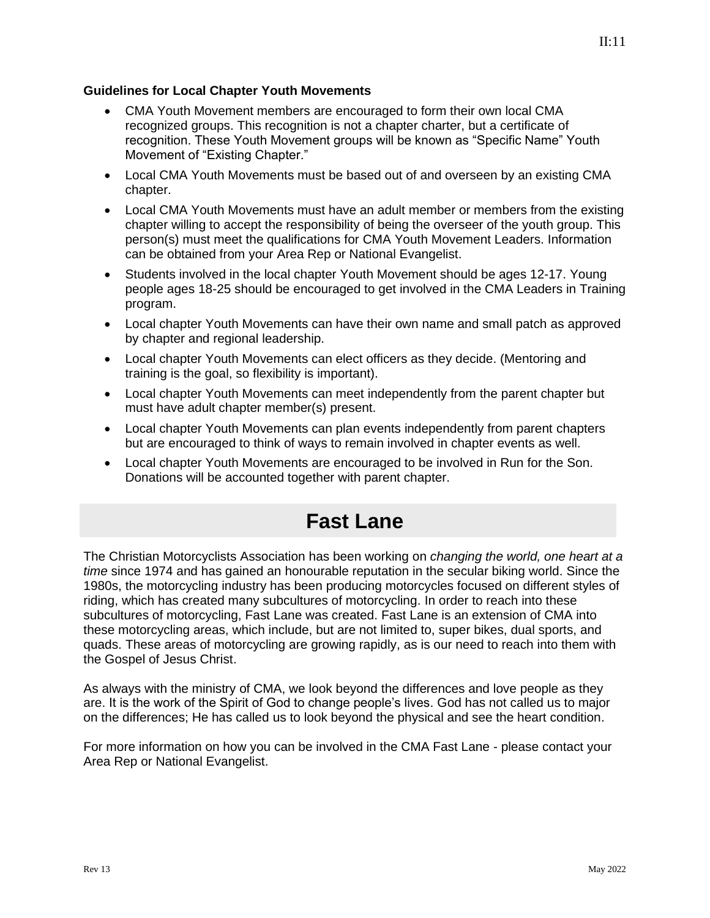### Guidelines for Local Chapter Youth Movements

- CMA Youth Movement members are encouraged to form their own local CMA recognized groups. This recognition is not a chapter charter, but a certificate of recognition. These Youth Movement groups will be known as "Specific Name" Youth Movement of "Existing Chapter."
- Local CMA Youth Movements must be based out of and overseen by an existing CMA chapter.
- Local CMA Youth Movements must have an adult member or members from the existing chapter willing to accept the responsibility of being the overseer of the youth group. This person(s) must meet the qualifications for CMA Youth Movement Leaders. Information can be obtained from your Area Rep or National Evangelist.
- Students involved in the local chapter Youth Movement should be ages 12-17. Young people ages 18-25 should be encouraged to get involved in the CMA Leaders in Training program.
- Local chapter Youth Movements can have their own name and small patch as approved by chapter and regional leadership.
- Local chapter Youth Movements can elect officers as they decide. (Mentoring and training is the goal, so flexibility is important).
- Local chapter Youth Movements can meet independently from the parent chapter but must have adult chapter member(s) present.
- Local chapter Youth Movements can plan events independently from parent chapters but are encouraged to think of ways to remain involved in chapter events as well.
- Local chapter Youth Movements are encouraged to be involved in Run for the Son. Donations will be accounted together with parent chapter.

## Fast Lane

The Christian Motorcyclists Association has been working on *changing the world, one heart at a time* since 1974 and has gained an honourable reputation in the secular biking world. Since the 1980s, the motorcycling industry has been producing motorcycles focused on different styles of riding, which has created many subcultures of motorcycling. In order to reach into these subcultures of motorcycling, Fast Lane was created. Fast Lane is an extension of CMA into these motorcycling areas, which include, but are not limited to, super bikes, dual sports, and quads. These areas of motorcycling are growing rapidly, as is our need to reach into them with the Gospel of Jesus Christ.

As always with the ministry of CMA, we look beyond the differences and love people as they are. It is the work of the Spirit of God to change people's lives. God has not called us to major on the differences; He has called us to look beyond the physical and see the heart condition.

For more information on how you can be involved in the CMA Fast Lane - please contact your Area Rep or National Evangelist.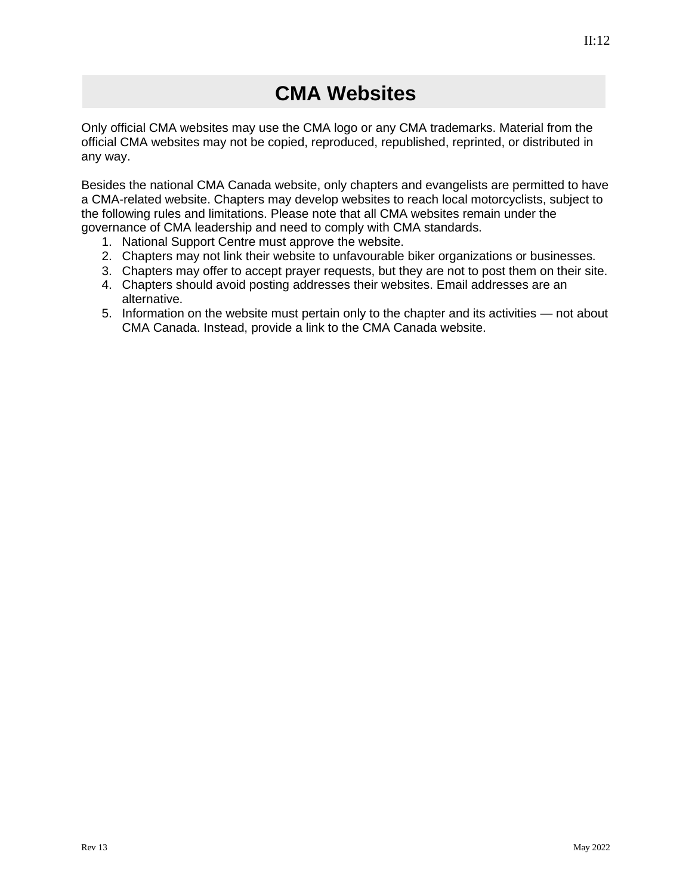# CMA Websites

Only official CMA websites may use the CMA logo or any CMA trademarks. Material from the official CMA websites may not be copied, reproduced, republished, reprinted, or distributed in any way.

Besides the national CMA Canada website, only chapters and evangelists are permitted to have a CMA-related website. Chapters may develop websites to reach local motorcyclists, subject to the following rules and limitations. Please note that all CMA websites remain under the governance of CMA leadership and need to comply with CMA standards.

1. National Support Centre must approve the website.
2. Chapters may not link their website to unfavourable biker organizations or businesses.
3. Chapters may offer to accept prayer requests, but they are not to post them on their site.
4. Chapters should avoid posting addresses their websites. Email addresses are an alternative.
5. Information on the website must pertain only to the chapter and its activities — not about CMA Canada. Instead, provide a link to the CMA Canada website.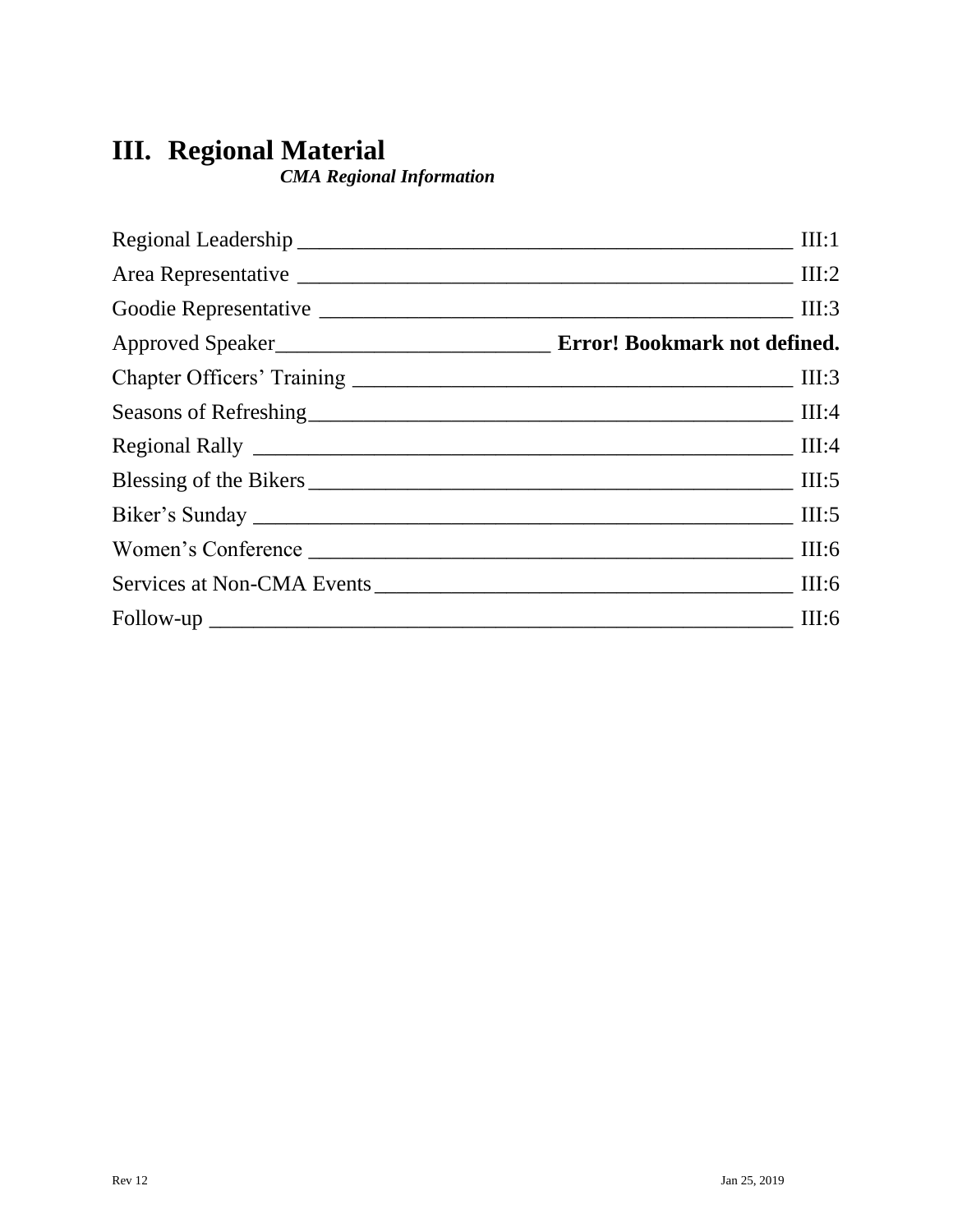# III. Regional Material

***CMA Regional Information***

| | |
|---|---|
| Regional Leadership | III:1 |
| Area Representative | III:2 |
| Goodie Representative | III:3 |
| Approved Speaker | **Error! Bookmark not defined.** |
| Chapter Officers' Training | III:3 |
| Seasons of Refreshing | III:4 |
| Regional Rally | III:4 |
| Blessing of the Bikers | III:5 |
| Biker's Sunday | III:5 |
| Women's Conference | III:6 |
| Services at Non-CMA Events | III:6 |
| Follow-up | III:6 |

Rev 12 Jan 25, 2019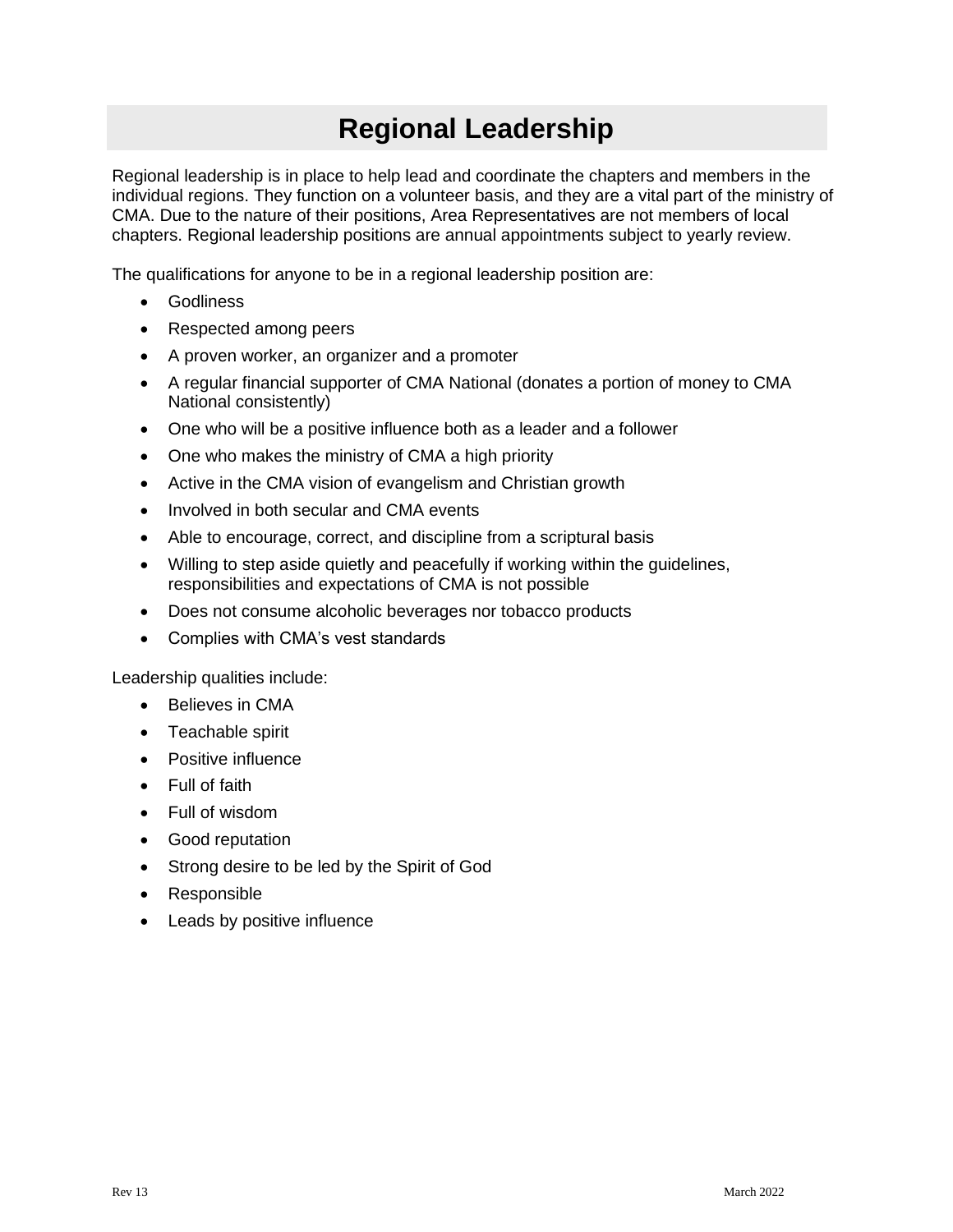# Regional Leadership

Regional leadership is in place to help lead and coordinate the chapters and members in the individual regions. They function on a volunteer basis, and they are a vital part of the ministry of CMA. Due to the nature of their positions, Area Representatives are not members of local chapters. Regional leadership positions are annual appointments subject to yearly review.

The qualifications for anyone to be in a regional leadership position are:

- Godliness
- Respected among peers
- A proven worker, an organizer and a promoter
- A regular financial supporter of CMA National (donates a portion of money to CMA National consistently)
- One who will be a positive influence both as a leader and a follower
- One who makes the ministry of CMA a high priority
- Active in the CMA vision of evangelism and Christian growth
- Involved in both secular and CMA events
- Able to encourage, correct, and discipline from a scriptural basis
- Willing to step aside quietly and peacefully if working within the guidelines, responsibilities and expectations of CMA is not possible
- Does not consume alcoholic beverages nor tobacco products
- Complies with CMA's vest standards

Leadership qualities include:

- Believes in CMA
- Teachable spirit
- Positive influence
- Full of faith
- Full of wisdom
- Good reputation
- Strong desire to be led by the Spirit of God
- Responsible
- Leads by positive influence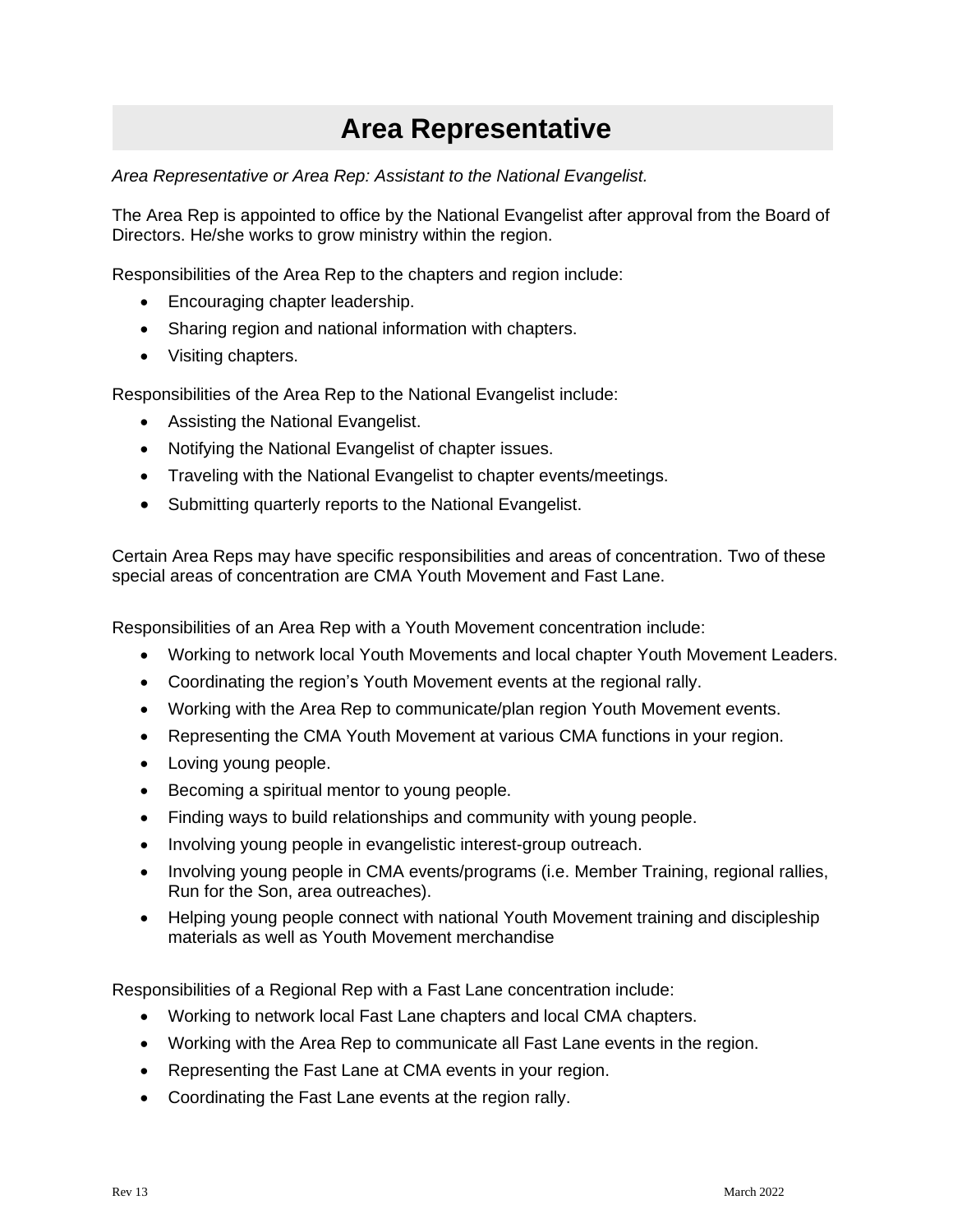# Area Representative

*Area Representative or Area Rep: Assistant to the National Evangelist.*

The Area Rep is appointed to office by the National Evangelist after approval from the Board of Directors. He/she works to grow ministry within the region.

Responsibilities of the Area Rep to the chapters and region include:

- Encouraging chapter leadership.
- Sharing region and national information with chapters.
- Visiting chapters.

Responsibilities of the Area Rep to the National Evangelist include:

- Assisting the National Evangelist.
- Notifying the National Evangelist of chapter issues.
- Traveling with the National Evangelist to chapter events/meetings.
- Submitting quarterly reports to the National Evangelist.

Certain Area Reps may have specific responsibilities and areas of concentration. Two of these special areas of concentration are CMA Youth Movement and Fast Lane.

Responsibilities of an Area Rep with a Youth Movement concentration include:

- Working to network local Youth Movements and local chapter Youth Movement Leaders.
- Coordinating the region's Youth Movement events at the regional rally.
- Working with the Area Rep to communicate/plan region Youth Movement events.
- Representing the CMA Youth Movement at various CMA functions in your region.
- Loving young people.
- Becoming a spiritual mentor to young people.
- Finding ways to build relationships and community with young people.
- Involving young people in evangelistic interest-group outreach.
- Involving young people in CMA events/programs (i.e. Member Training, regional rallies, Run for the Son, area outreaches).
- Helping young people connect with national Youth Movement training and discipleship materials as well as Youth Movement merchandise

Responsibilities of a Regional Rep with a Fast Lane concentration include:

- Working to network local Fast Lane chapters and local CMA chapters.
- Working with the Area Rep to communicate all Fast Lane events in the region.
- Representing the Fast Lane at CMA events in your region.
- Coordinating the Fast Lane events at the region rally.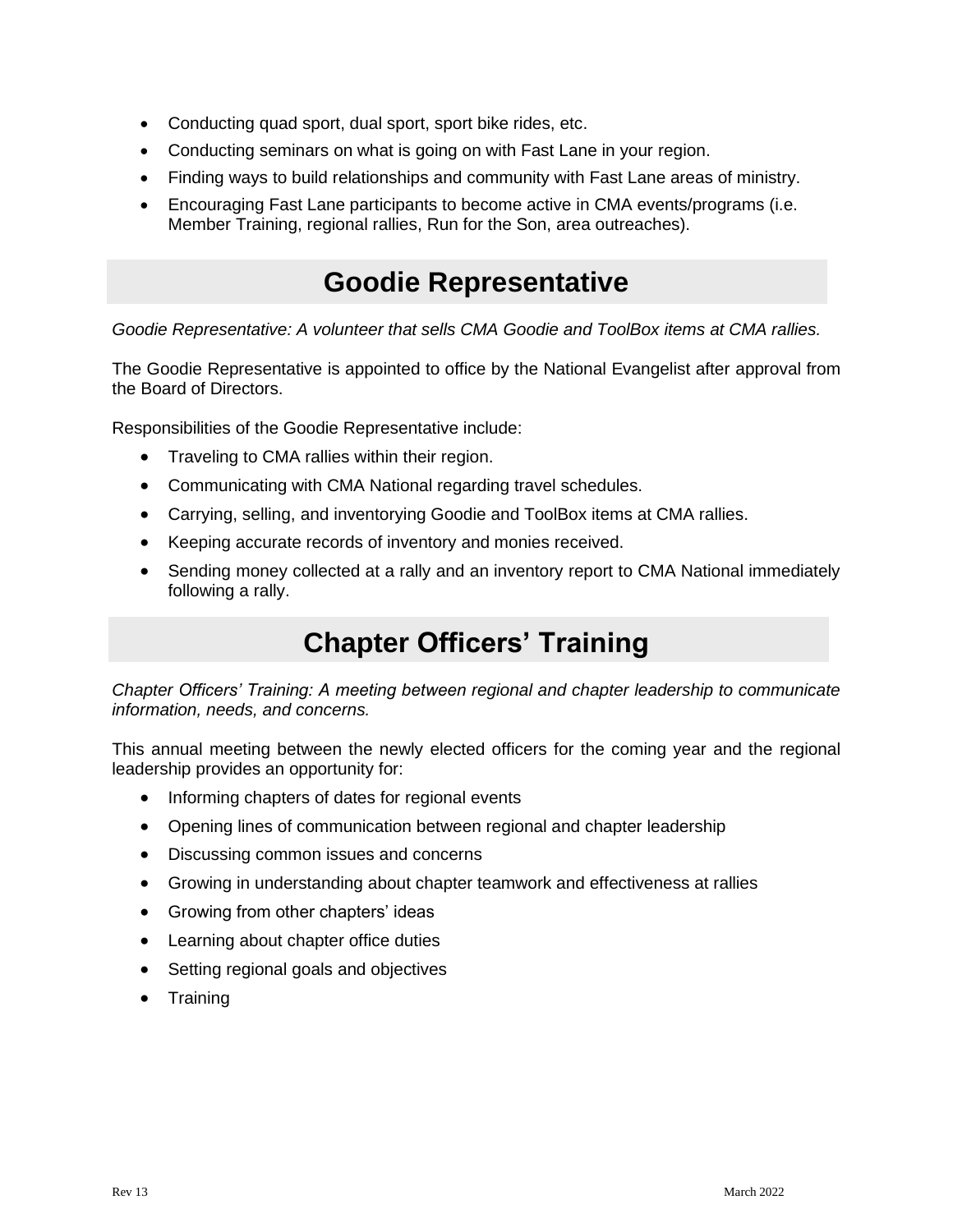- Conducting quad sport, dual sport, sport bike rides, etc.
- Conducting seminars on what is going on with Fast Lane in your region.
- Finding ways to build relationships and community with Fast Lane areas of ministry.
- Encouraging Fast Lane participants to become active in CMA events/programs (i.e. Member Training, regional rallies, Run for the Son, area outreaches).

## Goodie Representative

*Goodie Representative: A volunteer that sells CMA Goodie and ToolBox items at CMA rallies.*

The Goodie Representative is appointed to office by the National Evangelist after approval from the Board of Directors.

Responsibilities of the Goodie Representative include:

- Traveling to CMA rallies within their region.
- Communicating with CMA National regarding travel schedules.
- Carrying, selling, and inventorying Goodie and ToolBox items at CMA rallies.
- Keeping accurate records of inventory and monies received.
- Sending money collected at a rally and an inventory report to CMA National immediately following a rally.

## Chapter Officers' Training

*Chapter Officers' Training: A meeting between regional and chapter leadership to communicate information, needs, and concerns.*

This annual meeting between the newly elected officers for the coming year and the regional leadership provides an opportunity for:

- Informing chapters of dates for regional events
- Opening lines of communication between regional and chapter leadership
- Discussing common issues and concerns
- Growing in understanding about chapter teamwork and effectiveness at rallies
- Growing from other chapters' ideas
- Learning about chapter office duties
- Setting regional goals and objectives
- Training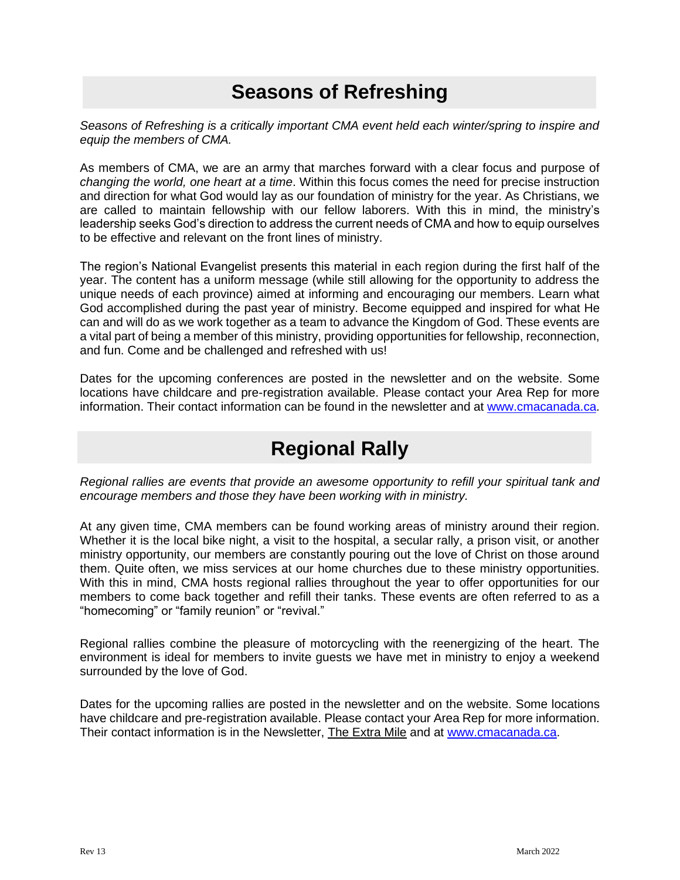# Seasons of Refreshing

*Seasons of Refreshing is a critically important CMA event held each winter/spring to inspire and equip the members of CMA.*

As members of CMA, we are an army that marches forward with a clear focus and purpose of *changing the world, one heart at a time*. Within this focus comes the need for precise instruction and direction for what God would lay as our foundation of ministry for the year. As Christians, we are called to maintain fellowship with our fellow laborers. With this in mind, the ministry's leadership seeks God's direction to address the current needs of CMA and how to equip ourselves to be effective and relevant on the front lines of ministry.

The region's National Evangelist presents this material in each region during the first half of the year. The content has a uniform message (while still allowing for the opportunity to address the unique needs of each province) aimed at informing and encouraging our members. Learn what God accomplished during the past year of ministry. Become equipped and inspired for what He can and will do as we work together as a team to advance the Kingdom of God. These events are a vital part of being a member of this ministry, providing opportunities for fellowship, reconnection, and fun. Come and be challenged and refreshed with us!

Dates for the upcoming conferences are posted in the newsletter and on the website. Some locations have childcare and pre-registration available. Please contact your Area Rep for more information. Their contact information can be found in the newsletter and at www.cmacanada.ca.

# Regional Rally

*Regional rallies are events that provide an awesome opportunity to refill your spiritual tank and encourage members and those they have been working with in ministry.*

At any given time, CMA members can be found working areas of ministry around their region. Whether it is the local bike night, a visit to the hospital, a secular rally, a prison visit, or another ministry opportunity, our members are constantly pouring out the love of Christ on those around them. Quite often, we miss services at our home churches due to these ministry opportunities. With this in mind, CMA hosts regional rallies throughout the year to offer opportunities for our members to come back together and refill their tanks. These events are often referred to as a "homecoming" or "family reunion" or "revival."

Regional rallies combine the pleasure of motorcycling with the reenergizing of the heart. The environment is ideal for members to invite guests we have met in ministry to enjoy a weekend surrounded by the love of God.

Dates for the upcoming rallies are posted in the newsletter and on the website. Some locations have childcare and pre-registration available. Please contact your Area Rep for more information. Their contact information is in the Newsletter, The Extra Mile and at www.cmacanada.ca.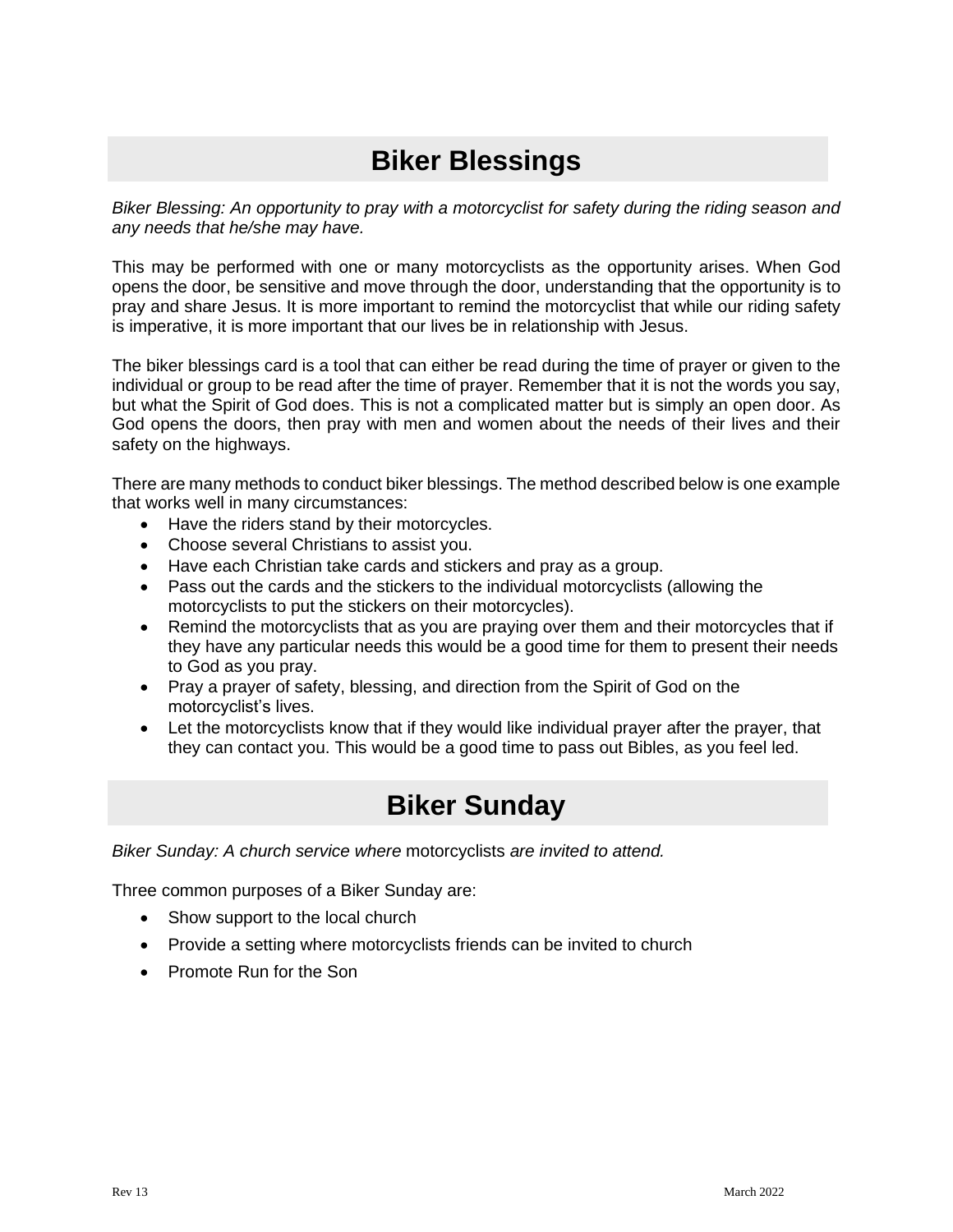# Biker Blessings

*Biker Blessing: An opportunity to pray with a motorcyclist for safety during the riding season and any needs that he/she may have.*

This may be performed with one or many motorcyclists as the opportunity arises. When God opens the door, be sensitive and move through the door, understanding that the opportunity is to pray and share Jesus. It is more important to remind the motorcyclist that while our riding safety is imperative, it is more important that our lives be in relationship with Jesus.

The biker blessings card is a tool that can either be read during the time of prayer or given to the individual or group to be read after the time of prayer. Remember that it is not the words you say, but what the Spirit of God does. This is not a complicated matter but is simply an open door. As God opens the doors, then pray with men and women about the needs of their lives and their safety on the highways.

There are many methods to conduct biker blessings. The method described below is one example that works well in many circumstances:

- Have the riders stand by their motorcycles.
- Choose several Christians to assist you.
- Have each Christian take cards and stickers and pray as a group.
- Pass out the cards and the stickers to the individual motorcyclists (allowing the motorcyclists to put the stickers on their motorcycles).
- Remind the motorcyclists that as you are praying over them and their motorcycles that if they have any particular needs this would be a good time for them to present their needs to God as you pray.
- Pray a prayer of safety, blessing, and direction from the Spirit of God on the motorcyclist's lives.
- Let the motorcyclists know that if they would like individual prayer after the prayer, that they can contact you. This would be a good time to pass out Bibles, as you feel led.

# Biker Sunday

*Biker Sunday: A church service where* motorcyclists *are invited to attend.*

Three common purposes of a Biker Sunday are:

- Show support to the local church
- Provide a setting where motorcyclists friends can be invited to church
- Promote Run for the Son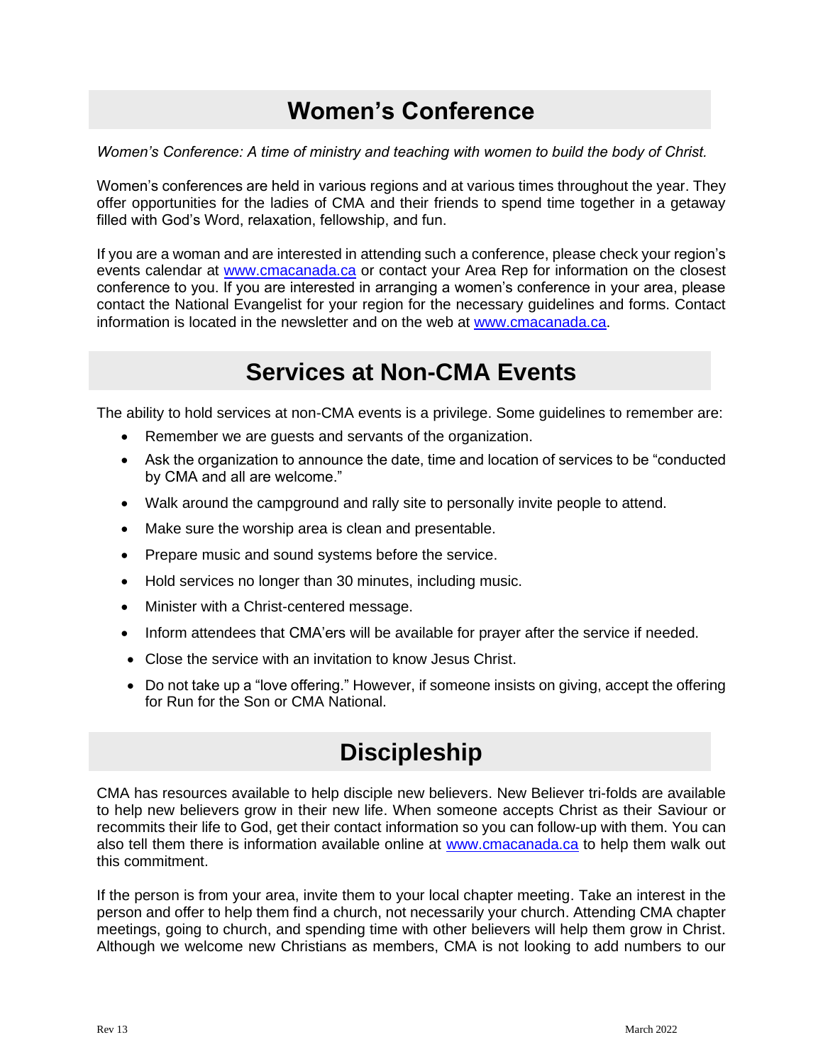# Women's Conference

*Women's Conference: A time of ministry and teaching with women to build the body of Christ.*

Women's conferences are held in various regions and at various times throughout the year. They offer opportunities for the ladies of CMA and their friends to spend time together in a getaway filled with God's Word, relaxation, fellowship, and fun.

If you are a woman and are interested in attending such a conference, please check your region's events calendar at www.cmacanada.ca or contact your Area Rep for information on the closest conference to you. If you are interested in arranging a women's conference in your area, please contact the National Evangelist for your region for the necessary guidelines and forms. Contact information is located in the newsletter and on the web at www.cmacanada.ca.

# Services at Non-CMA Events

The ability to hold services at non-CMA events is a privilege. Some guidelines to remember are:

- Remember we are guests and servants of the organization.
- Ask the organization to announce the date, time and location of services to be "conducted by CMA and all are welcome."
- Walk around the campground and rally site to personally invite people to attend.
- Make sure the worship area is clean and presentable.
- Prepare music and sound systems before the service.
- Hold services no longer than 30 minutes, including music.
- Minister with a Christ-centered message.
- Inform attendees that CMA'ers will be available for prayer after the service if needed.
- Close the service with an invitation to know Jesus Christ.
- Do not take up a "love offering." However, if someone insists on giving, accept the offering for Run for the Son or CMA National.

# Discipleship

CMA has resources available to help disciple new believers. New Believer tri-folds are available to help new believers grow in their new life. When someone accepts Christ as their Saviour or recommits their life to God, get their contact information so you can follow-up with them. You can also tell them there is information available online at www.cmacanada.ca to help them walk out this commitment.

If the person is from your area, invite them to your local chapter meeting. Take an interest in the person and offer to help them find a church, not necessarily your church. Attending CMA chapter meetings, going to church, and spending time with other believers will help them grow in Christ. Although we welcome new Christians as members, CMA is not looking to add numbers to our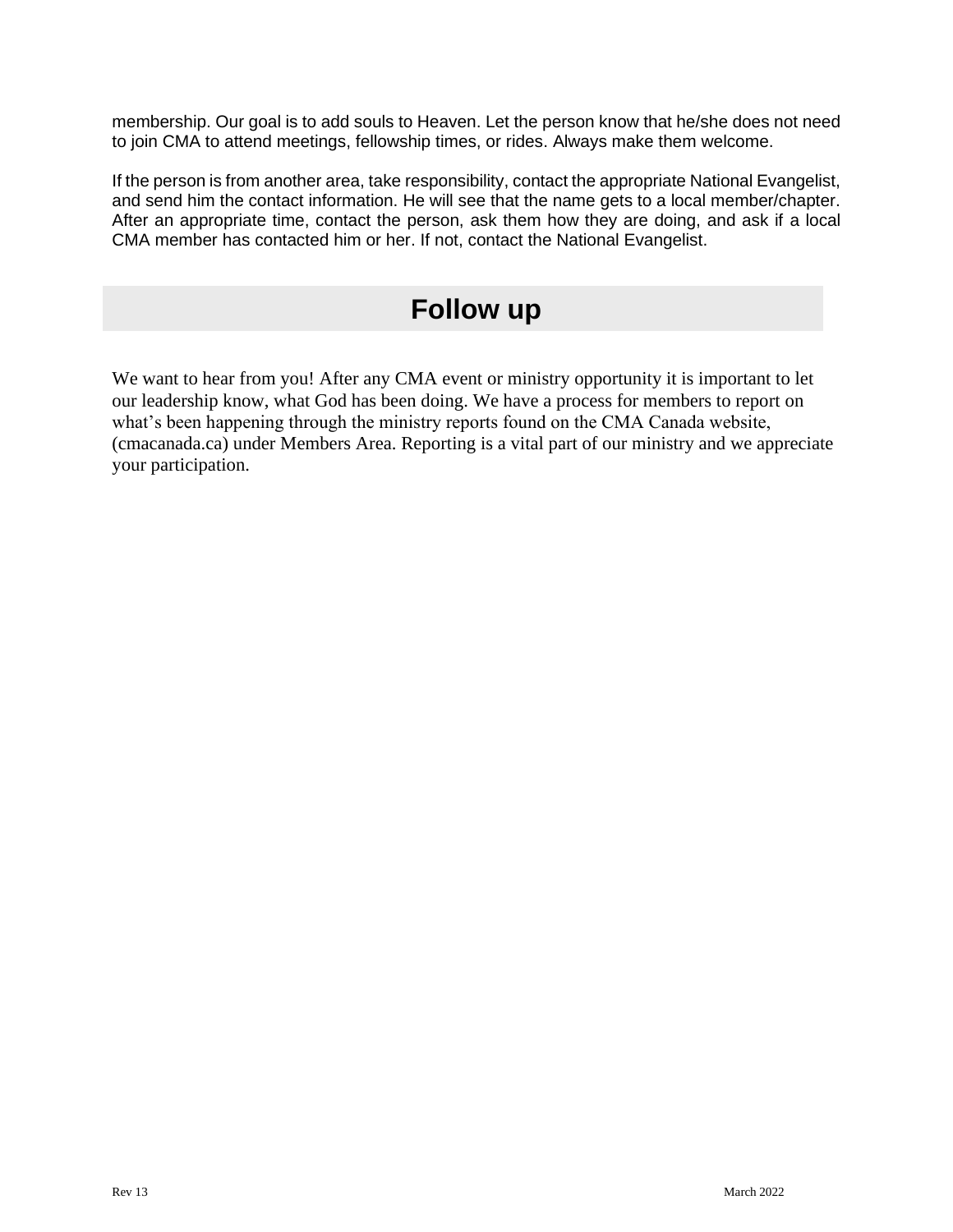membership. Our goal is to add souls to Heaven. Let the person know that he/she does not need to join CMA to attend meetings, fellowship times, or rides. Always make them welcome.

If the person is from another area, take responsibility, contact the appropriate National Evangelist, and send him the contact information. He will see that the name gets to a local member/chapter. After an appropriate time, contact the person, ask them how they are doing, and ask if a local CMA member has contacted him or her. If not, contact the National Evangelist.

## Follow up

We want to hear from you! After any CMA event or ministry opportunity it is important to let our leadership know, what God has been doing. We have a process for members to report on what's been happening through the ministry reports found on the CMA Canada website, (cmacanada.ca) under Members Area. Reporting is a vital part of our ministry and we appreciate your participation.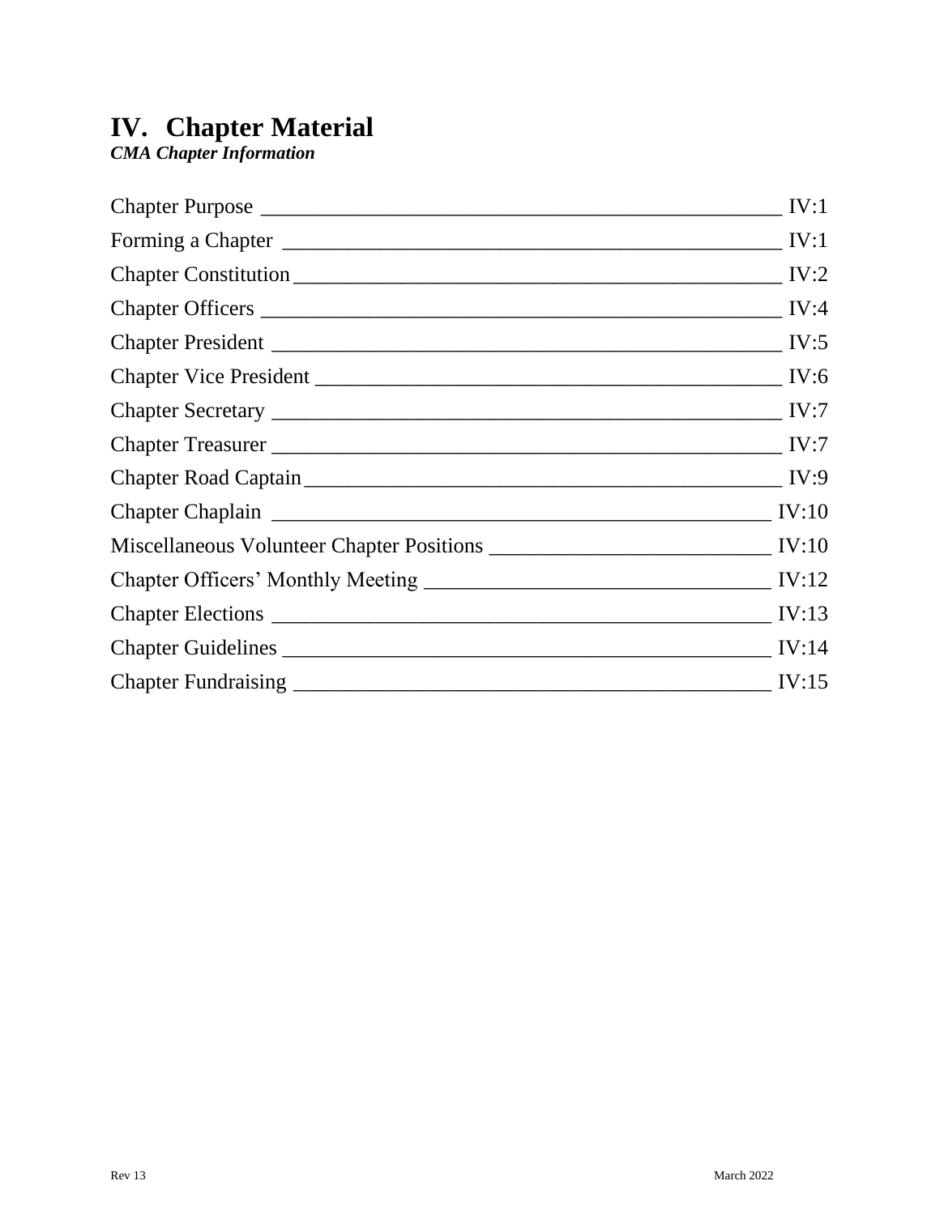# IV. Chapter Material

***CMA Chapter Information***

| | |
|---|---|
| Chapter Purpose | IV:1 |
| Forming a Chapter | IV:1 |
| Chapter Constitution | IV:2 |
| Chapter Officers | IV:4 |
| Chapter President | IV:5 |
| Chapter Vice President | IV:6 |
| Chapter Secretary | IV:7 |
| Chapter Treasurer | IV:7 |
| Chapter Road Captain | IV:9 |
| Chapter Chaplain | IV:10 |
| Miscellaneous Volunteer Chapter Positions | IV:10 |
| Chapter Officers' Monthly Meeting | IV:12 |
| Chapter Elections | IV:13 |
| Chapter Guidelines | IV:14 |
| Chapter Fundraising | IV:15 |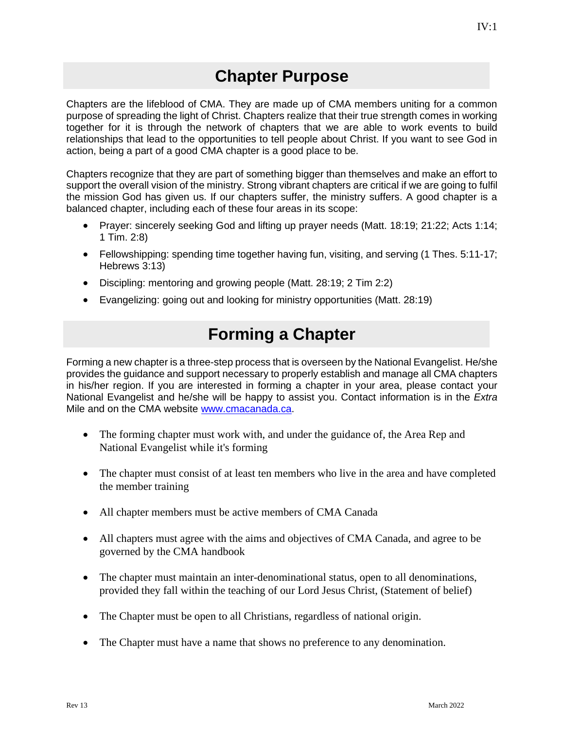## Chapter Purpose

Chapters are the lifeblood of CMA. They are made up of CMA members uniting for a common purpose of spreading the light of Christ. Chapters realize that their true strength comes in working together for it is through the network of chapters that we are able to work events to build relationships that lead to the opportunities to tell people about Christ. If you want to see God in action, being a part of a good CMA chapter is a good place to be.

Chapters recognize that they are part of something bigger than themselves and make an effort to support the overall vision of the ministry. Strong vibrant chapters are critical if we are going to fulfil the mission God has given us. If our chapters suffer, the ministry suffers. A good chapter is a balanced chapter, including each of these four areas in its scope:

- Prayer: sincerely seeking God and lifting up prayer needs (Matt. 18:19; 21:22; Acts 1:14; 1 Tim. 2:8)
- Fellowshipping: spending time together having fun, visiting, and serving (1 Thes. 5:11-17; Hebrews 3:13)
- Discipling: mentoring and growing people (Matt. 28:19; 2 Tim 2:2)
- Evangelizing: going out and looking for ministry opportunities (Matt. 28:19)

## Forming a Chapter

Forming a new chapter is a three-step process that is overseen by the National Evangelist. He/she provides the guidance and support necessary to properly establish and manage all CMA chapters in his/her region. If you are interested in forming a chapter in your area, please contact your National Evangelist and he/she will be happy to assist you. Contact information is in the *Extra* Mile and on the CMA website www.cmacanada.ca.

- The forming chapter must work with, and under the guidance of, the Area Rep and National Evangelist while it's forming
- The chapter must consist of at least ten members who live in the area and have completed the member training
- All chapter members must be active members of CMA Canada
- All chapters must agree with the aims and objectives of CMA Canada, and agree to be governed by the CMA handbook
- The chapter must maintain an inter-denominational status, open to all denominations, provided they fall within the teaching of our Lord Jesus Christ, (Statement of belief)
- The Chapter must be open to all Christians, regardless of national origin.
- The Chapter must have a name that shows no preference to any denomination.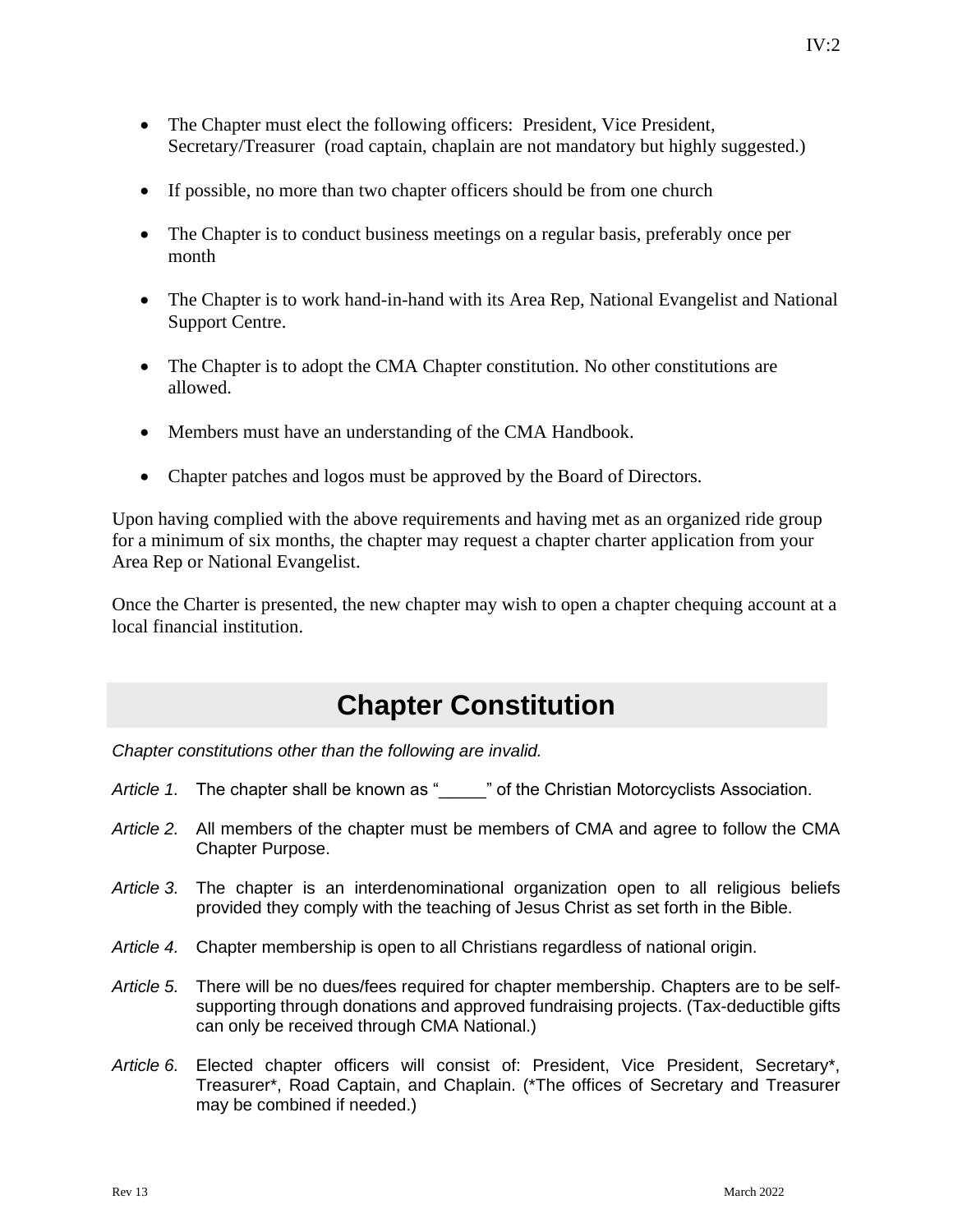- The Chapter must elect the following officers: President, Vice President, Secretary/Treasurer (road captain, chaplain are not mandatory but highly suggested.)

- If possible, no more than two chapter officers should be from one church

- The Chapter is to conduct business meetings on a regular basis, preferably once per month

- The Chapter is to work hand-in-hand with its Area Rep, National Evangelist and National Support Centre.

- The Chapter is to adopt the CMA Chapter constitution. No other constitutions are allowed.

- Members must have an understanding of the CMA Handbook.

- Chapter patches and logos must be approved by the Board of Directors.

Upon having complied with the above requirements and having met as an organized ride group for a minimum of six months, the chapter may request a chapter charter application from your Area Rep or National Evangelist.

Once the Charter is presented, the new chapter may wish to open a chapter chequing account at a local financial institution.

## Chapter Constitution

*Chapter constitutions other than the following are invalid.*

*Article 1.* The chapter shall be known as "_____" of the Christian Motorcyclists Association.

*Article 2.* All members of the chapter must be members of CMA and agree to follow the CMA Chapter Purpose.

*Article 3.* The chapter is an interdenominational organization open to all religious beliefs provided they comply with the teaching of Jesus Christ as set forth in the Bible.

*Article 4.* Chapter membership is open to all Christians regardless of national origin.

*Article 5.* There will be no dues/fees required for chapter membership. Chapters are to be self-supporting through donations and approved fundraising projects. (Tax-deductible gifts can only be received through CMA National.)

*Article 6.* Elected chapter officers will consist of: President, Vice President, Secretary*, Treasurer*, Road Captain, and Chaplain. (*The offices of Secretary and Treasurer may be combined if needed.)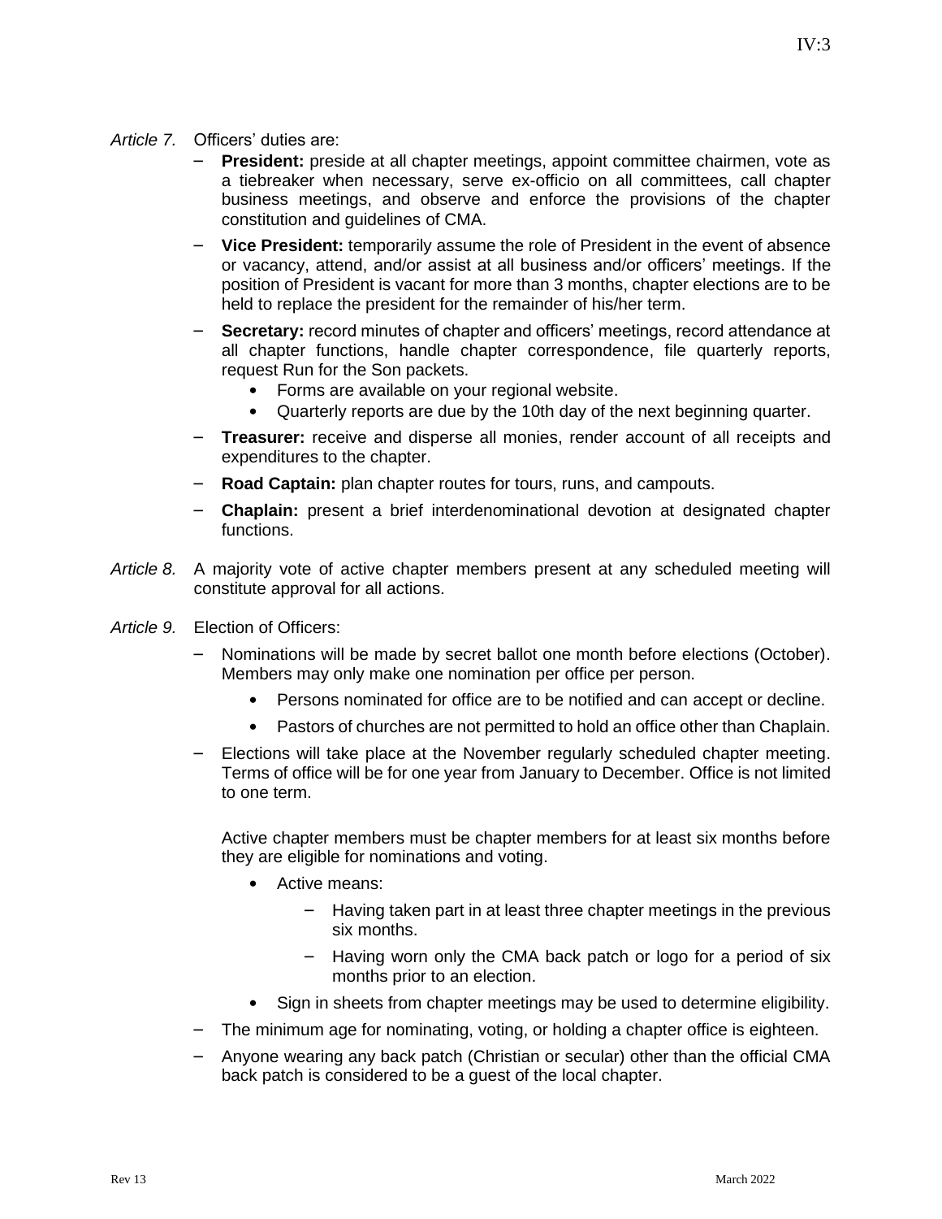*Article 7.* Officers' duties are:

- **President:** preside at all chapter meetings, appoint committee chairmen, vote as a tiebreaker when necessary, serve ex-officio on all committees, call chapter business meetings, and observe and enforce the provisions of the chapter constitution and guidelines of CMA.
- **Vice President:** temporarily assume the role of President in the event of absence or vacancy, attend, and/or assist at all business and/or officers' meetings. If the position of President is vacant for more than 3 months, chapter elections are to be held to replace the president for the remainder of his/her term.
- **Secretary:** record minutes of chapter and officers' meetings, record attendance at all chapter functions, handle chapter correspondence, file quarterly reports, request Run for the Son packets.
  - Forms are available on your regional website.
  - Quarterly reports are due by the 10th day of the next beginning quarter.
- **Treasurer:** receive and disperse all monies, render account of all receipts and expenditures to the chapter.
- **Road Captain:** plan chapter routes for tours, runs, and campouts.
- **Chaplain:** present a brief interdenominational devotion at designated chapter functions.

*Article 8.* A majority vote of active chapter members present at any scheduled meeting will constitute approval for all actions.

*Article 9.* Election of Officers:

- Nominations will be made by secret ballot one month before elections (October). Members may only make one nomination per office per person.
  - Persons nominated for office are to be notified and can accept or decline.
  - Pastors of churches are not permitted to hold an office other than Chaplain.
- Elections will take place at the November regularly scheduled chapter meeting. Terms of office will be for one year from January to December. Office is not limited to one term.

  Active chapter members must be chapter members for at least six months before they are eligible for nominations and voting.

  - Active means:
    - Having taken part in at least three chapter meetings in the previous six months.
    - Having worn only the CMA back patch or logo for a period of six months prior to an election.
  - Sign in sheets from chapter meetings may be used to determine eligibility.
- The minimum age for nominating, voting, or holding a chapter office is eighteen.
- Anyone wearing any back patch (Christian or secular) other than the official CMA back patch is considered to be a guest of the local chapter.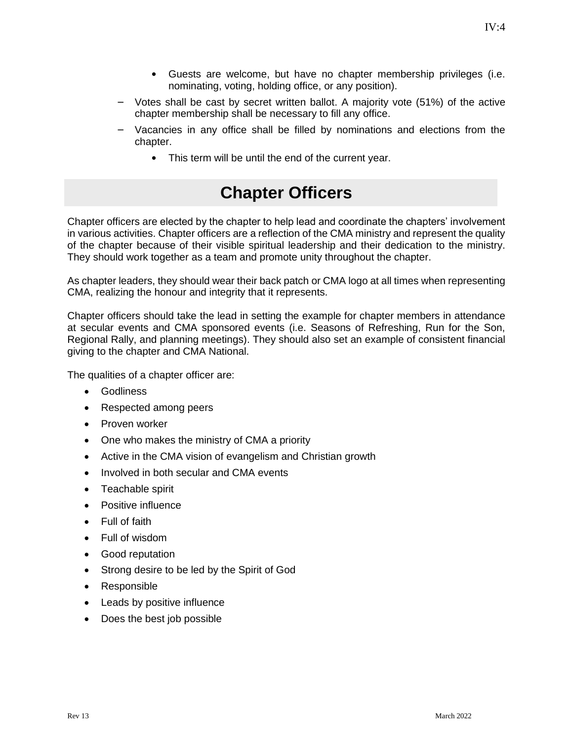- Guests are welcome, but have no chapter membership privileges (i.e. nominating, voting, holding office, or any position).
- Votes shall be cast by secret written ballot. A majority vote (51%) of the active chapter membership shall be necessary to fill any office.
- Vacancies in any office shall be filled by nominations and elections from the chapter.
    - This term will be until the end of the current year.

# Chapter Officers

Chapter officers are elected by the chapter to help lead and coordinate the chapters' involvement in various activities. Chapter officers are a reflection of the CMA ministry and represent the quality of the chapter because of their visible spiritual leadership and their dedication to the ministry. They should work together as a team and promote unity throughout the chapter.

As chapter leaders, they should wear their back patch or CMA logo at all times when representing CMA, realizing the honour and integrity that it represents.

Chapter officers should take the lead in setting the example for chapter members in attendance at secular events and CMA sponsored events (i.e. Seasons of Refreshing, Run for the Son, Regional Rally, and planning meetings). They should also set an example of consistent financial giving to the chapter and CMA National.

The qualities of a chapter officer are:

- Godliness
- Respected among peers
- Proven worker
- One who makes the ministry of CMA a priority
- Active in the CMA vision of evangelism and Christian growth
- Involved in both secular and CMA events
- Teachable spirit
- Positive influence
- Full of faith
- Full of wisdom
- Good reputation
- Strong desire to be led by the Spirit of God
- Responsible
- Leads by positive influence
- Does the best job possible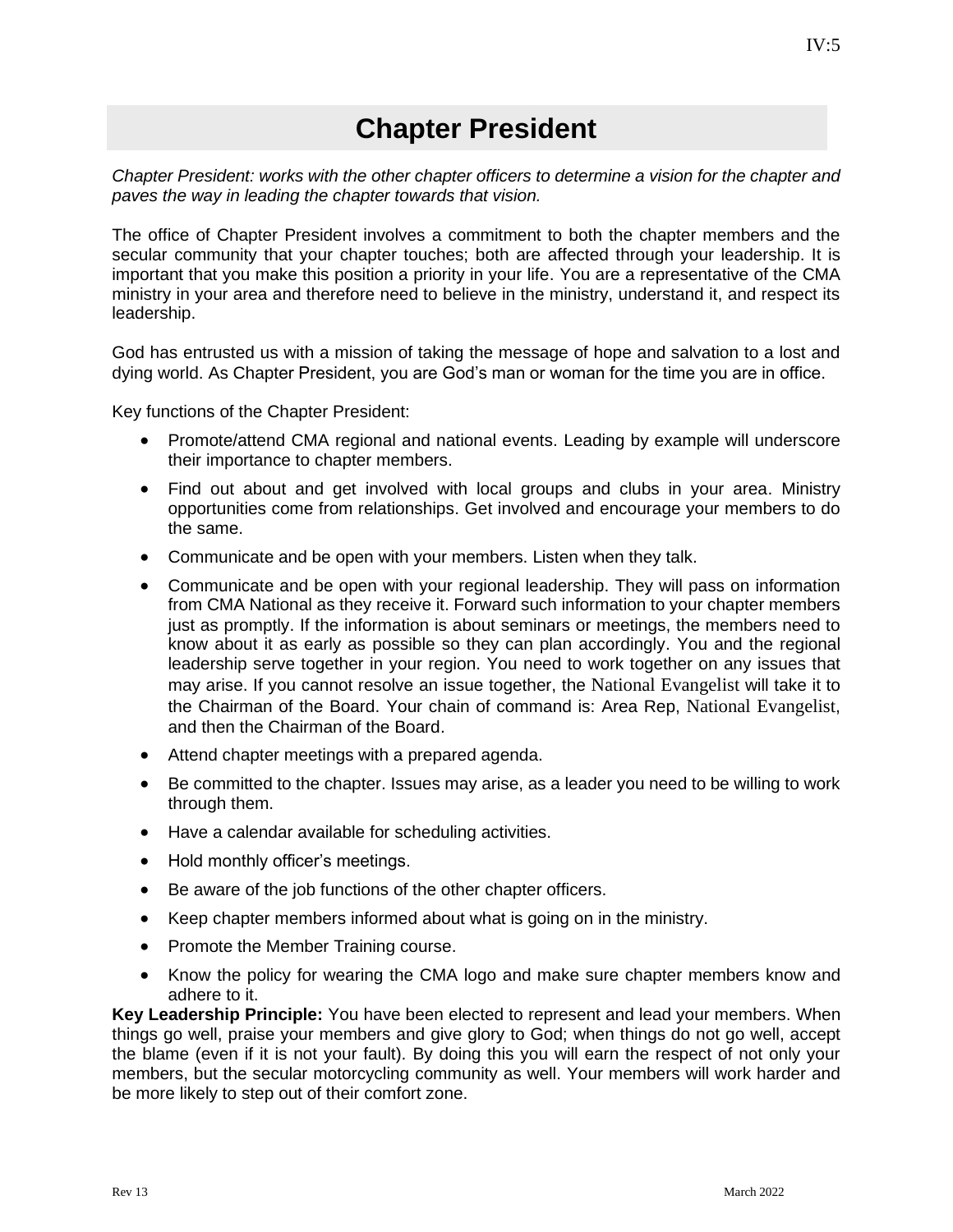# Chapter President

*Chapter President: works with the other chapter officers to determine a vision for the chapter and paves the way in leading the chapter towards that vision.*

The office of Chapter President involves a commitment to both the chapter members and the secular community that your chapter touches; both are affected through your leadership. It is important that you make this position a priority in your life. You are a representative of the CMA ministry in your area and therefore need to believe in the ministry, understand it, and respect its leadership.

God has entrusted us with a mission of taking the message of hope and salvation to a lost and dying world. As Chapter President, you are God's man or woman for the time you are in office.

Key functions of the Chapter President:

- Promote/attend CMA regional and national events. Leading by example will underscore their importance to chapter members.
- Find out about and get involved with local groups and clubs in your area. Ministry opportunities come from relationships. Get involved and encourage your members to do the same.
- Communicate and be open with your members. Listen when they talk.
- Communicate and be open with your regional leadership. They will pass on information from CMA National as they receive it. Forward such information to your chapter members just as promptly. If the information is about seminars or meetings, the members need to know about it as early as possible so they can plan accordingly. You and the regional leadership serve together in your region. You need to work together on any issues that may arise. If you cannot resolve an issue together, the National Evangelist will take it to the Chairman of the Board. Your chain of command is: Area Rep, National Evangelist, and then the Chairman of the Board.
- Attend chapter meetings with a prepared agenda.
- Be committed to the chapter. Issues may arise, as a leader you need to be willing to work through them.
- Have a calendar available for scheduling activities.
- Hold monthly officer's meetings.
- Be aware of the job functions of the other chapter officers.
- Keep chapter members informed about what is going on in the ministry.
- Promote the Member Training course.
- Know the policy for wearing the CMA logo and make sure chapter members know and adhere to it.

**Key Leadership Principle:** You have been elected to represent and lead your members. When things go well, praise your members and give glory to God; when things do not go well, accept the blame (even if it is not your fault). By doing this you will earn the respect of not only your members, but the secular motorcycling community as well. Your members will work harder and be more likely to step out of their comfort zone.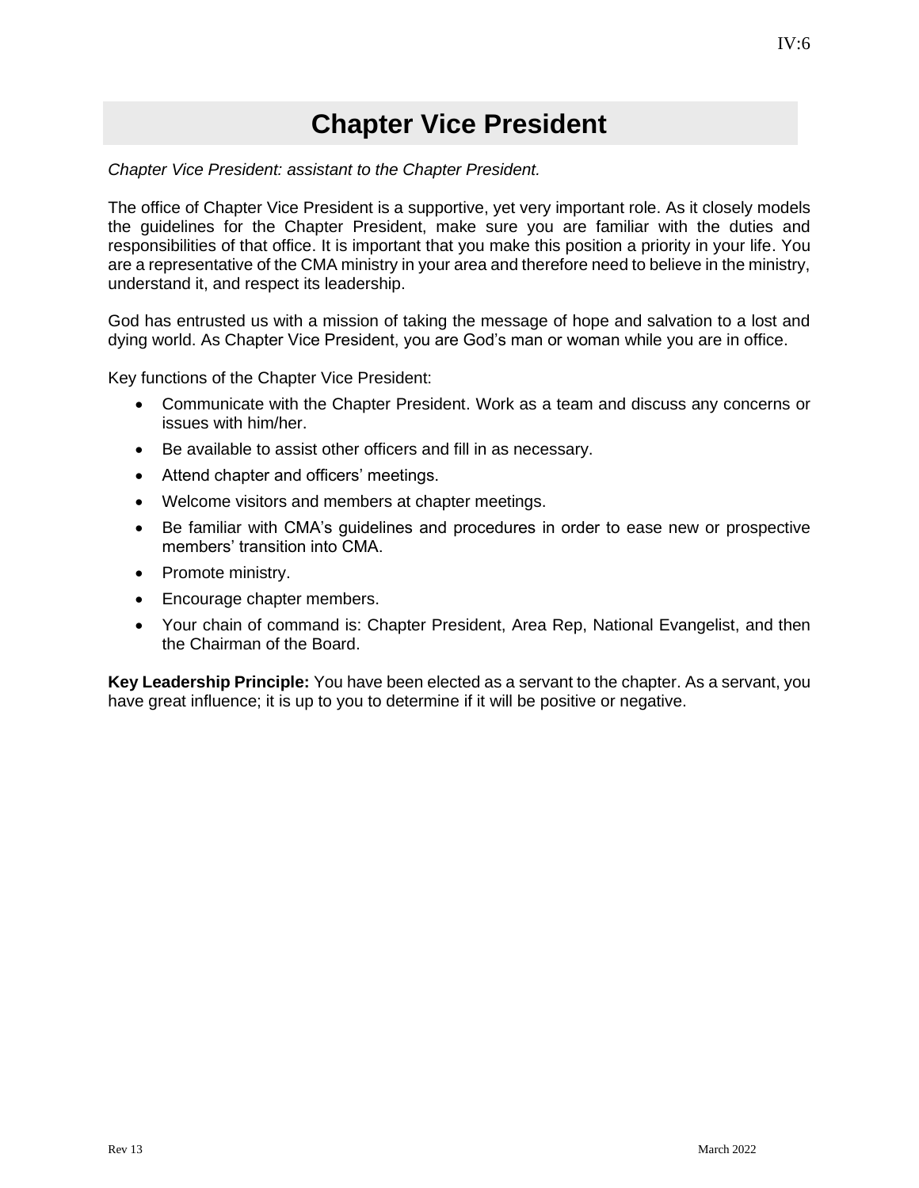# Chapter Vice President

*Chapter Vice President: assistant to the Chapter President.*

The office of Chapter Vice President is a supportive, yet very important role. As it closely models the guidelines for the Chapter President, make sure you are familiar with the duties and responsibilities of that office. It is important that you make this position a priority in your life. You are a representative of the CMA ministry in your area and therefore need to believe in the ministry, understand it, and respect its leadership.

God has entrusted us with a mission of taking the message of hope and salvation to a lost and dying world. As Chapter Vice President, you are God's man or woman while you are in office.

Key functions of the Chapter Vice President:

- Communicate with the Chapter President. Work as a team and discuss any concerns or issues with him/her.
- Be available to assist other officers and fill in as necessary.
- Attend chapter and officers' meetings.
- Welcome visitors and members at chapter meetings.
- Be familiar with CMA's guidelines and procedures in order to ease new or prospective members' transition into CMA.
- Promote ministry.
- Encourage chapter members.
- Your chain of command is: Chapter President, Area Rep, National Evangelist, and then the Chairman of the Board.

**Key Leadership Principle:** You have been elected as a servant to the chapter. As a servant, you have great influence; it is up to you to determine if it will be positive or negative.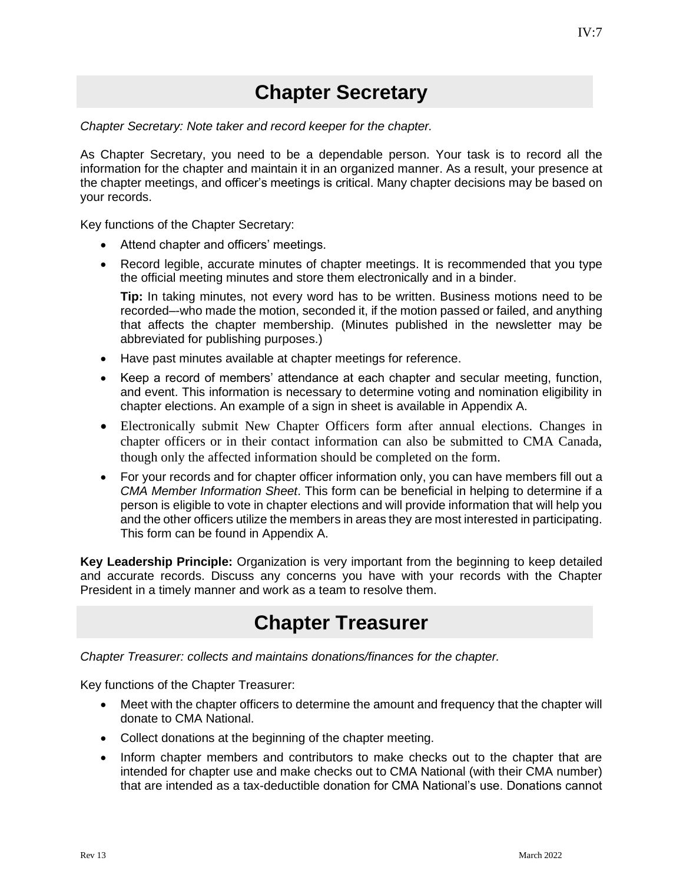# Chapter Secretary

*Chapter Secretary: Note taker and record keeper for the chapter.*

As Chapter Secretary, you need to be a dependable person. Your task is to record all the information for the chapter and maintain it in an organized manner. As a result, your presence at the chapter meetings, and officer's meetings is critical. Many chapter decisions may be based on your records.

Key functions of the Chapter Secretary:

- Attend chapter and officers' meetings.
- Record legible, accurate minutes of chapter meetings. It is recommended that you type the official meeting minutes and store them electronically and in a binder.

  **Tip:** In taking minutes, not every word has to be written. Business motions need to be recorded–-who made the motion, seconded it, if the motion passed or failed, and anything that affects the chapter membership. (Minutes published in the newsletter may be abbreviated for publishing purposes.)
- Have past minutes available at chapter meetings for reference.
- Keep a record of members' attendance at each chapter and secular meeting, function, and event. This information is necessary to determine voting and nomination eligibility in chapter elections. An example of a sign in sheet is available in Appendix A.
- Electronically submit New Chapter Officers form after annual elections. Changes in chapter officers or in their contact information can also be submitted to CMA Canada, though only the affected information should be completed on the form.
- For your records and for chapter officer information only, you can have members fill out a *CMA Member Information Sheet*. This form can be beneficial in helping to determine if a person is eligible to vote in chapter elections and will provide information that will help you and the other officers utilize the members in areas they are most interested in participating. This form can be found in Appendix A.

**Key Leadership Principle:** Organization is very important from the beginning to keep detailed and accurate records. Discuss any concerns you have with your records with the Chapter President in a timely manner and work as a team to resolve them.

# Chapter Treasurer

*Chapter Treasurer: collects and maintains donations/finances for the chapter.*

Key functions of the Chapter Treasurer:

- Meet with the chapter officers to determine the amount and frequency that the chapter will donate to CMA National.
- Collect donations at the beginning of the chapter meeting.
- Inform chapter members and contributors to make checks out to the chapter that are intended for chapter use and make checks out to CMA National (with their CMA number) that are intended as a tax-deductible donation for CMA National's use. Donations cannot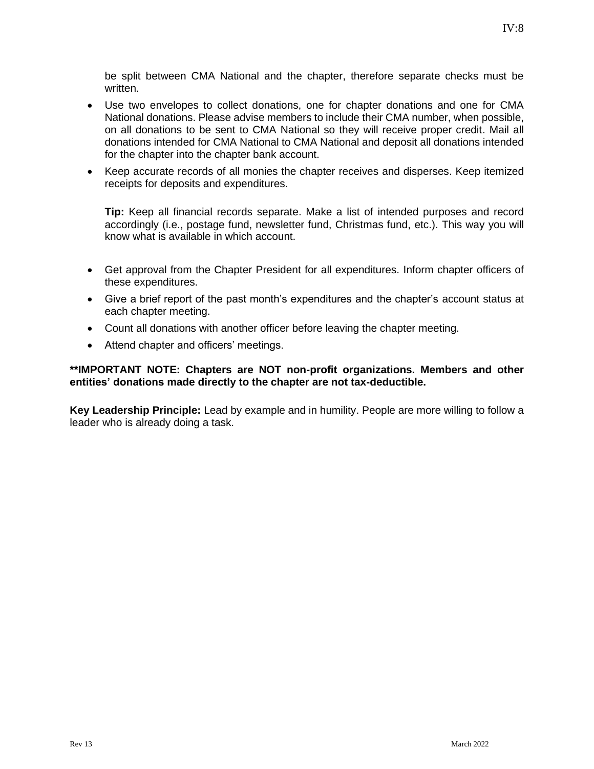be split between CMA National and the chapter, therefore separate checks must be written.

- Use two envelopes to collect donations, one for chapter donations and one for CMA National donations. Please advise members to include their CMA number, when possible, on all donations to be sent to CMA National so they will receive proper credit. Mail all donations intended for CMA National to CMA National and deposit all donations intended for the chapter into the chapter bank account.
- Keep accurate records of all monies the chapter receives and disperses. Keep itemized receipts for deposits and expenditures.

  **Tip:** Keep all financial records separate. Make a list of intended purposes and record accordingly (i.e., postage fund, newsletter fund, Christmas fund, etc.). This way you will know what is available in which account.

- Get approval from the Chapter President for all expenditures. Inform chapter officers of these expenditures.
- Give a brief report of the past month's expenditures and the chapter's account status at each chapter meeting.
- Count all donations with another officer before leaving the chapter meeting.
- Attend chapter and officers' meetings.

****IMPORTANT NOTE: Chapters are NOT non-profit organizations. Members and other entities' donations made directly to the chapter are not tax-deductible.**

**Key Leadership Principle:** Lead by example and in humility. People are more willing to follow a leader who is already doing a task.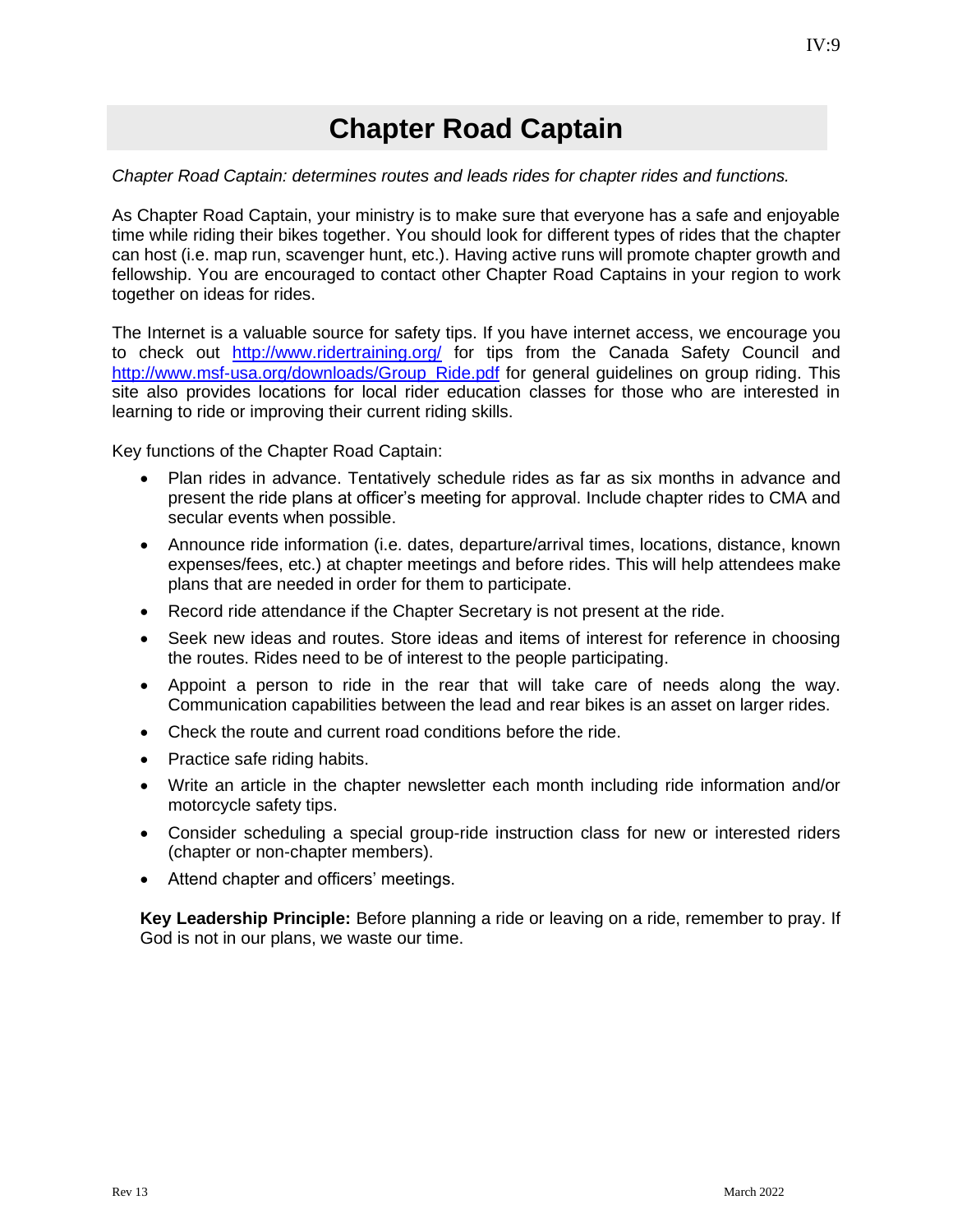# Chapter Road Captain

*Chapter Road Captain: determines routes and leads rides for chapter rides and functions.*

As Chapter Road Captain, your ministry is to make sure that everyone has a safe and enjoyable time while riding their bikes together. You should look for different types of rides that the chapter can host (i.e. map run, scavenger hunt, etc.). Having active runs will promote chapter growth and fellowship. You are encouraged to contact other Chapter Road Captains in your region to work together on ideas for rides.

The Internet is a valuable source for safety tips. If you have internet access, we encourage you to check out [http://www.ridertraining.org/](http://www.ridertraining.org/) for tips from the Canada Safety Council and [http://www.msf-usa.org/downloads/Group_Ride.pdf](http://www.msf-usa.org/downloads/Group_Ride.pdf) for general guidelines on group riding. This site also provides locations for local rider education classes for those who are interested in learning to ride or improving their current riding skills.

Key functions of the Chapter Road Captain:

- Plan rides in advance. Tentatively schedule rides as far as six months in advance and present the ride plans at officer's meeting for approval. Include chapter rides to CMA and secular events when possible.
- Announce ride information (i.e. dates, departure/arrival times, locations, distance, known expenses/fees, etc.) at chapter meetings and before rides. This will help attendees make plans that are needed in order for them to participate.
- Record ride attendance if the Chapter Secretary is not present at the ride.
- Seek new ideas and routes. Store ideas and items of interest for reference in choosing the routes. Rides need to be of interest to the people participating.
- Appoint a person to ride in the rear that will take care of needs along the way. Communication capabilities between the lead and rear bikes is an asset on larger rides.
- Check the route and current road conditions before the ride.
- Practice safe riding habits.
- Write an article in the chapter newsletter each month including ride information and/or motorcycle safety tips.
- Consider scheduling a special group-ride instruction class for new or interested riders (chapter or non-chapter members).
- Attend chapter and officers' meetings.

**Key Leadership Principle:** Before planning a ride or leaving on a ride, remember to pray. If God is not in our plans, we waste our time.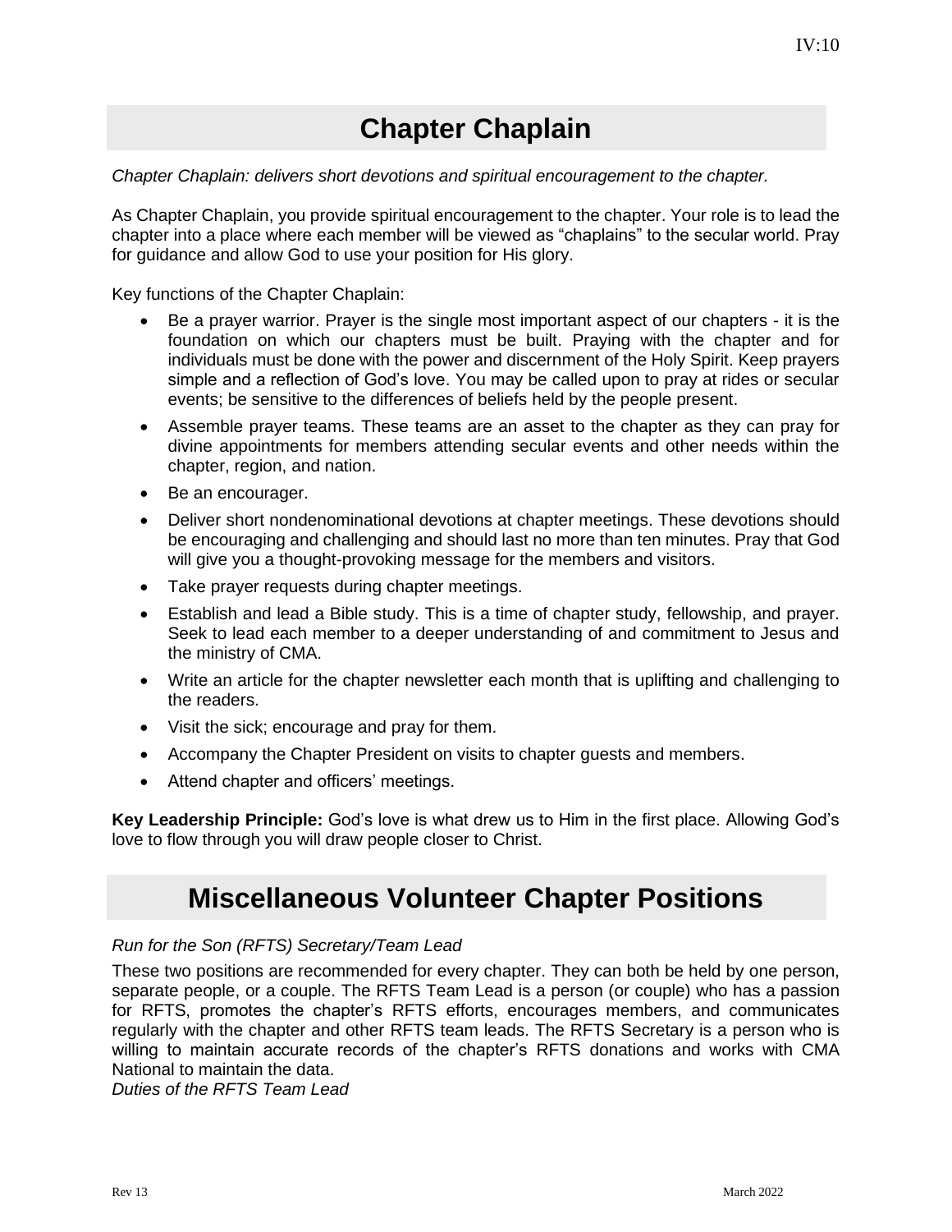# Chapter Chaplain

*Chapter Chaplain: delivers short devotions and spiritual encouragement to the chapter.*

As Chapter Chaplain, you provide spiritual encouragement to the chapter. Your role is to lead the chapter into a place where each member will be viewed as "chaplains" to the secular world. Pray for guidance and allow God to use your position for His glory.

Key functions of the Chapter Chaplain:

- Be a prayer warrior. Prayer is the single most important aspect of our chapters - it is the foundation on which our chapters must be built. Praying with the chapter and for individuals must be done with the power and discernment of the Holy Spirit. Keep prayers simple and a reflection of God's love. You may be called upon to pray at rides or secular events; be sensitive to the differences of beliefs held by the people present.
- Assemble prayer teams. These teams are an asset to the chapter as they can pray for divine appointments for members attending secular events and other needs within the chapter, region, and nation.
- Be an encourager.
- Deliver short nondenominational devotions at chapter meetings. These devotions should be encouraging and challenging and should last no more than ten minutes. Pray that God will give you a thought-provoking message for the members and visitors.
- Take prayer requests during chapter meetings.
- Establish and lead a Bible study. This is a time of chapter study, fellowship, and prayer. Seek to lead each member to a deeper understanding of and commitment to Jesus and the ministry of CMA.
- Write an article for the chapter newsletter each month that is uplifting and challenging to the readers.
- Visit the sick; encourage and pray for them.
- Accompany the Chapter President on visits to chapter guests and members.
- Attend chapter and officers' meetings.

**Key Leadership Principle:** God's love is what drew us to Him in the first place. Allowing God's love to flow through you will draw people closer to Christ.

# Miscellaneous Volunteer Chapter Positions

*Run for the Son (RFTS) Secretary/Team Lead*

These two positions are recommended for every chapter. They can both be held by one person, separate people, or a couple. The RFTS Team Lead is a person (or couple) who has a passion for RFTS, promotes the chapter's RFTS efforts, encourages members, and communicates regularly with the chapter and other RFTS team leads. The RFTS Secretary is a person who is willing to maintain accurate records of the chapter's RFTS donations and works with CMA National to maintain the data.

*Duties of the RFTS Team Lead*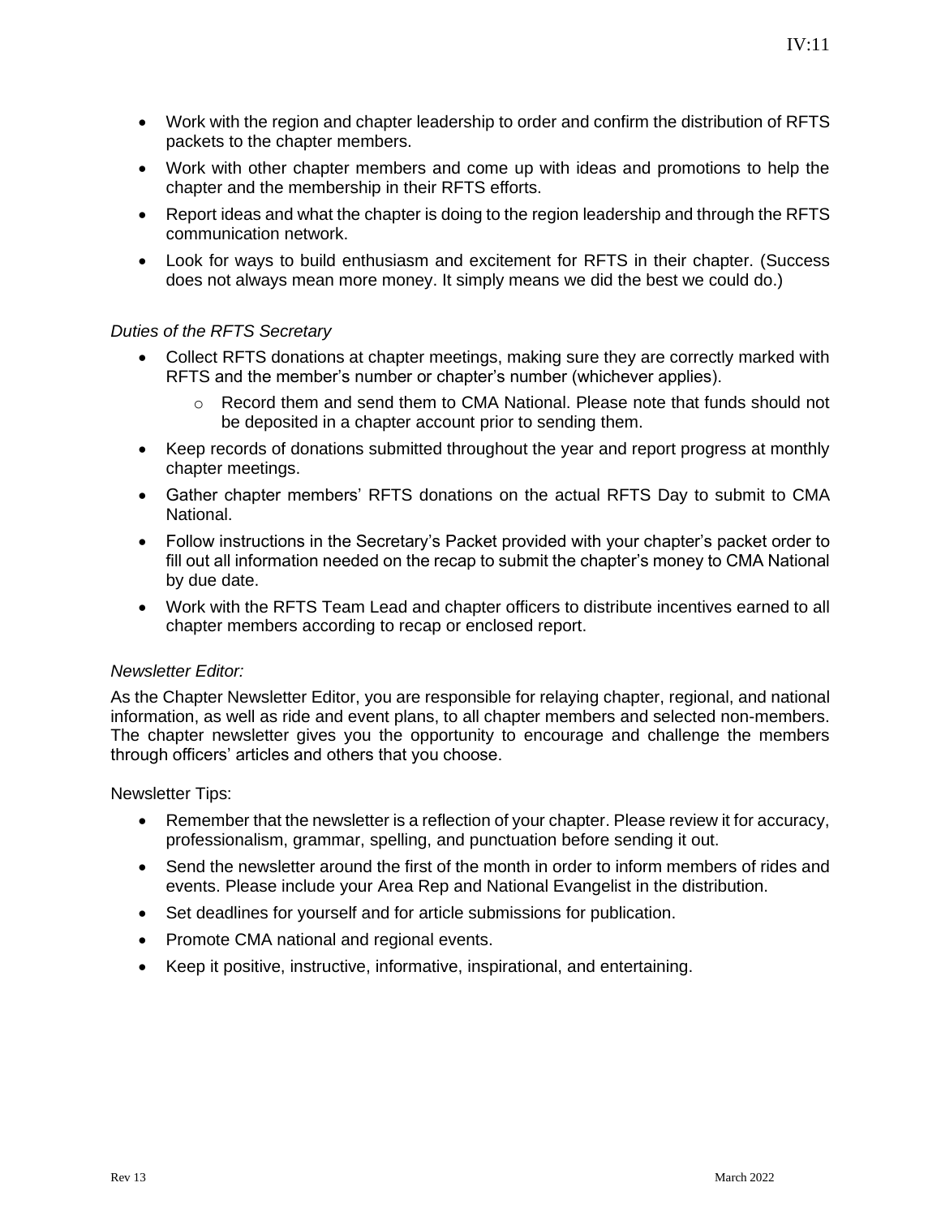- Work with the region and chapter leadership to order and confirm the distribution of RFTS packets to the chapter members.
- Work with other chapter members and come up with ideas and promotions to help the chapter and the membership in their RFTS efforts.
- Report ideas and what the chapter is doing to the region leadership and through the RFTS communication network.
- Look for ways to build enthusiasm and excitement for RFTS in their chapter. (Success does not always mean more money. It simply means we did the best we could do.)

*Duties of the RFTS Secretary*

- Collect RFTS donations at chapter meetings, making sure they are correctly marked with RFTS and the member's number or chapter's number (whichever applies).
  - Record them and send them to CMA National. Please note that funds should not be deposited in a chapter account prior to sending them.
- Keep records of donations submitted throughout the year and report progress at monthly chapter meetings.
- Gather chapter members' RFTS donations on the actual RFTS Day to submit to CMA National.
- Follow instructions in the Secretary's Packet provided with your chapter's packet order to fill out all information needed on the recap to submit the chapter's money to CMA National by due date.
- Work with the RFTS Team Lead and chapter officers to distribute incentives earned to all chapter members according to recap or enclosed report.

*Newsletter Editor:*

As the Chapter Newsletter Editor, you are responsible for relaying chapter, regional, and national information, as well as ride and event plans, to all chapter members and selected non-members. The chapter newsletter gives you the opportunity to encourage and challenge the members through officers' articles and others that you choose.

Newsletter Tips:

- Remember that the newsletter is a reflection of your chapter. Please review it for accuracy, professionalism, grammar, spelling, and punctuation before sending it out.
- Send the newsletter around the first of the month in order to inform members of rides and events. Please include your Area Rep and National Evangelist in the distribution.
- Set deadlines for yourself and for article submissions for publication.
- Promote CMA national and regional events.
- Keep it positive, instructive, informative, inspirational, and entertaining.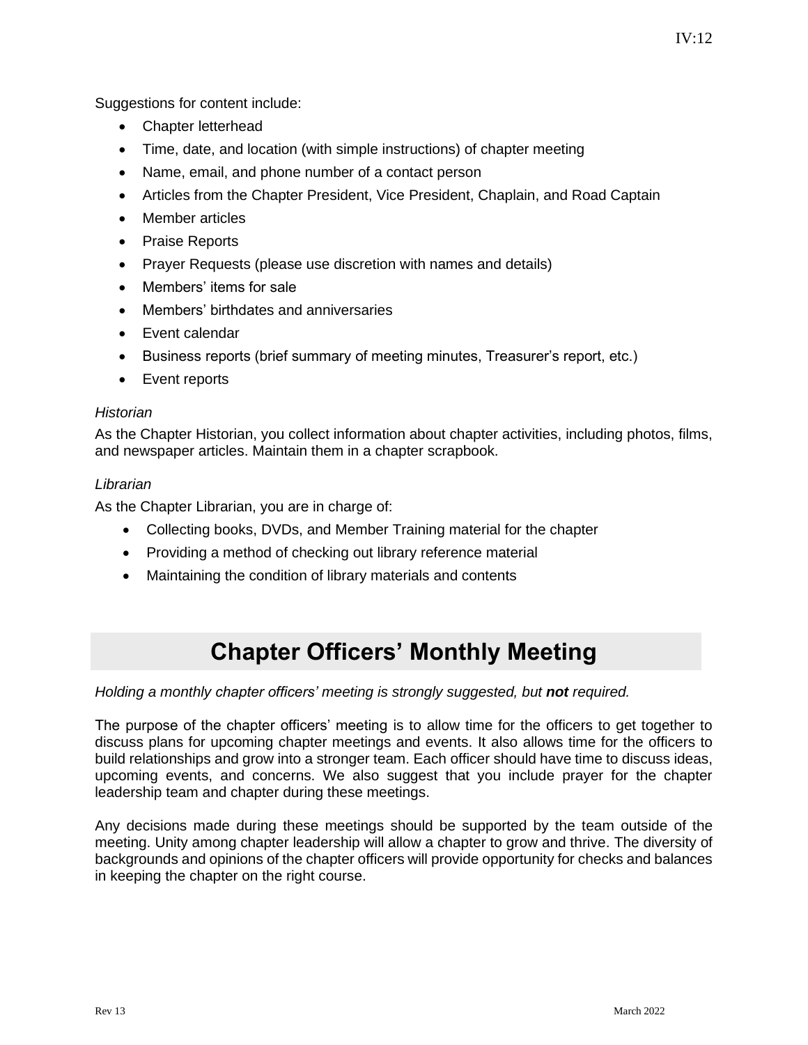Suggestions for content include:

- Chapter letterhead
- Time, date, and location (with simple instructions) of chapter meeting
- Name, email, and phone number of a contact person
- Articles from the Chapter President, Vice President, Chaplain, and Road Captain
- Member articles
- Praise Reports
- Prayer Requests (please use discretion with names and details)
- Members' items for sale
- Members' birthdates and anniversaries
- Event calendar
- Business reports (brief summary of meeting minutes, Treasurer's report, etc.)
- Event reports

*Historian*

As the Chapter Historian, you collect information about chapter activities, including photos, films, and newspaper articles. Maintain them in a chapter scrapbook.

*Librarian*

As the Chapter Librarian, you are in charge of:

- Collecting books, DVDs, and Member Training material for the chapter
- Providing a method of checking out library reference material
- Maintaining the condition of library materials and contents

## Chapter Officers' Monthly Meeting

*Holding a monthly chapter officers' meeting is strongly suggested, but **not** required.*

The purpose of the chapter officers' meeting is to allow time for the officers to get together to discuss plans for upcoming chapter meetings and events. It also allows time for the officers to build relationships and grow into a stronger team. Each officer should have time to discuss ideas, upcoming events, and concerns. We also suggest that you include prayer for the chapter leadership team and chapter during these meetings.

Any decisions made during these meetings should be supported by the team outside of the meeting. Unity among chapter leadership will allow a chapter to grow and thrive. The diversity of backgrounds and opinions of the chapter officers will provide opportunity for checks and balances in keeping the chapter on the right course.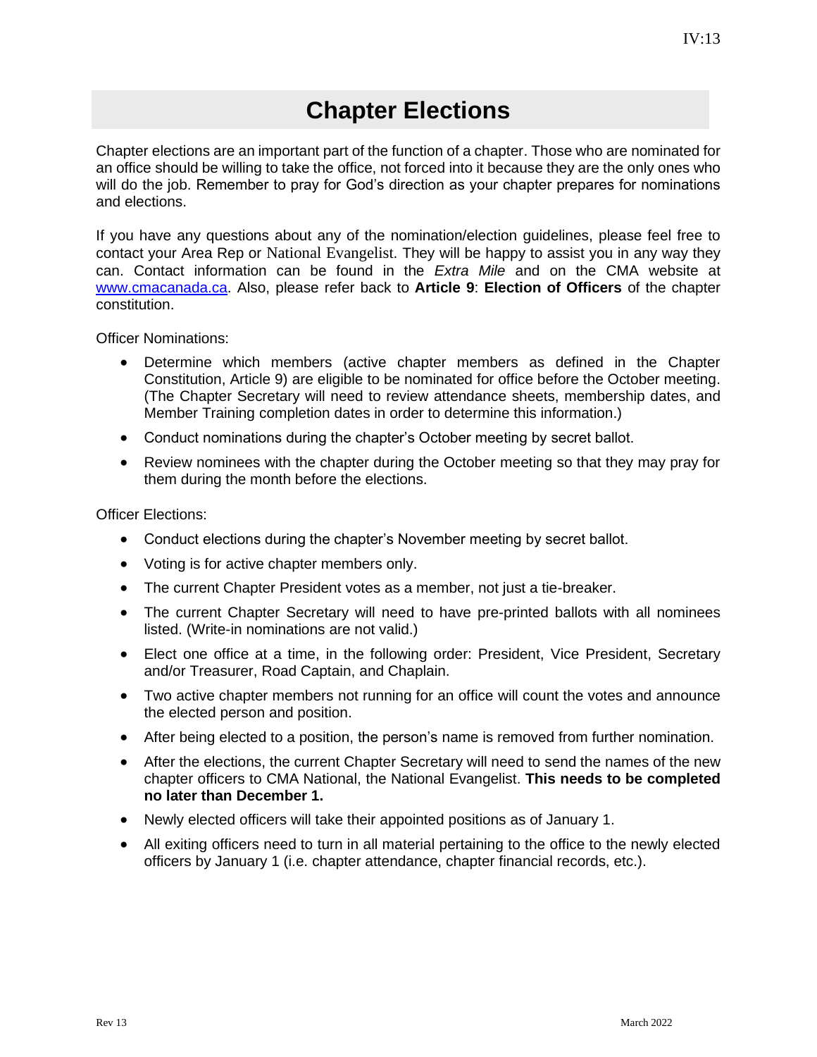# Chapter Elections

Chapter elections are an important part of the function of a chapter. Those who are nominated for an office should be willing to take the office, not forced into it because they are the only ones who will do the job. Remember to pray for God's direction as your chapter prepares for nominations and elections.

If you have any questions about any of the nomination/election guidelines, please feel free to contact your Area Rep or National Evangelist. They will be happy to assist you in any way they can. Contact information can be found in the *Extra Mile* and on the CMA website at [www.cmacanada.ca](http://www.cmacanada.ca). Also, please refer back to **Article 9**: **Election of Officers** of the chapter constitution.

Officer Nominations:

- Determine which members (active chapter members as defined in the Chapter Constitution, Article 9) are eligible to be nominated for office before the October meeting. (The Chapter Secretary will need to review attendance sheets, membership dates, and Member Training completion dates in order to determine this information.)
- Conduct nominations during the chapter's October meeting by secret ballot.
- Review nominees with the chapter during the October meeting so that they may pray for them during the month before the elections.

Officer Elections:

- Conduct elections during the chapter's November meeting by secret ballot.
- Voting is for active chapter members only.
- The current Chapter President votes as a member, not just a tie-breaker.
- The current Chapter Secretary will need to have pre-printed ballots with all nominees listed. (Write-in nominations are not valid.)
- Elect one office at a time, in the following order: President, Vice President, Secretary and/or Treasurer, Road Captain, and Chaplain.
- Two active chapter members not running for an office will count the votes and announce the elected person and position.
- After being elected to a position, the person's name is removed from further nomination.
- After the elections, the current Chapter Secretary will need to send the names of the new chapter officers to CMA National, the National Evangelist. **This needs to be completed no later than December 1.**
- Newly elected officers will take their appointed positions as of January 1.
- All exiting officers need to turn in all material pertaining to the office to the newly elected officers by January 1 (i.e. chapter attendance, chapter financial records, etc.).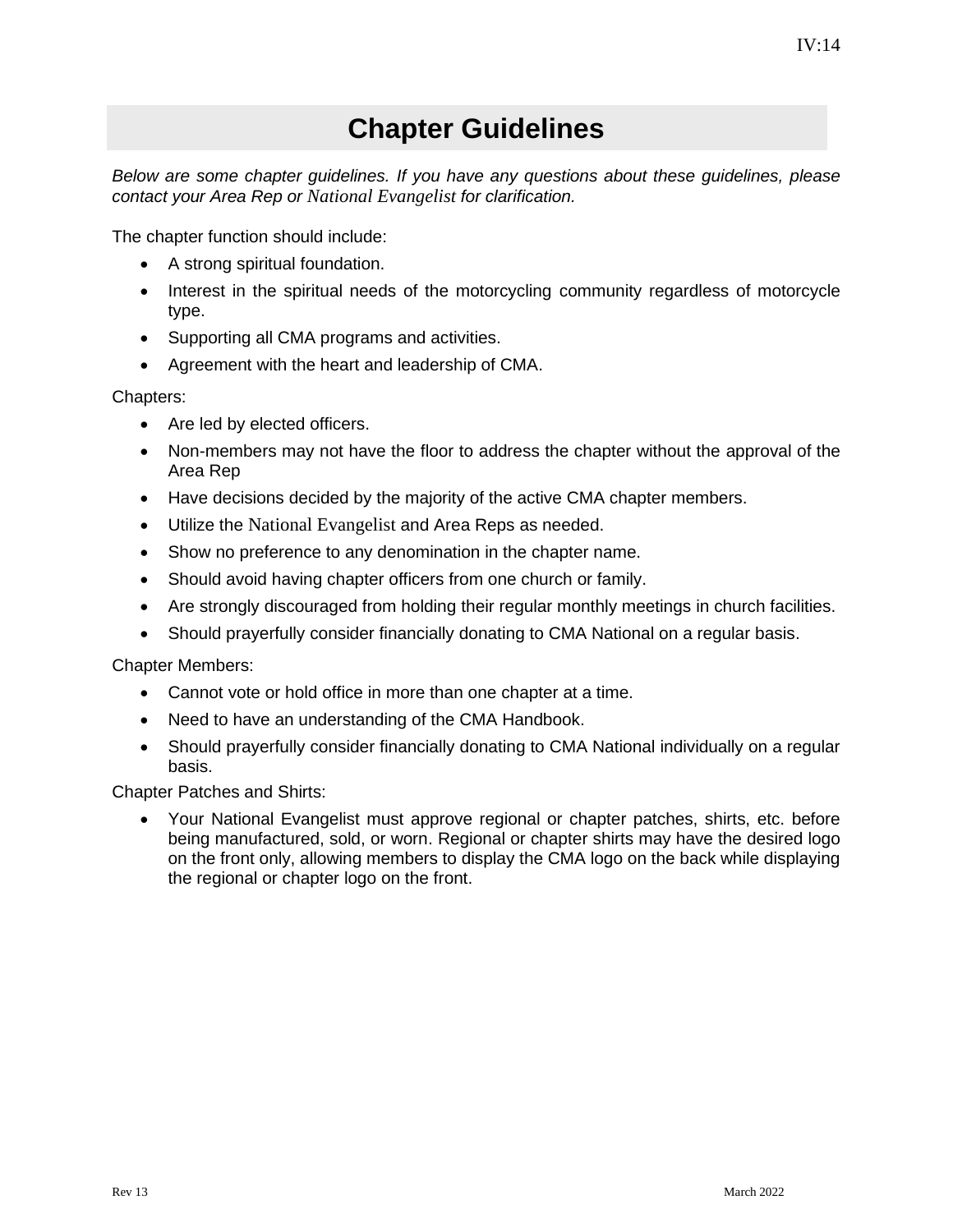# Chapter Guidelines

*Below are some chapter guidelines. If you have any questions about these guidelines, please contact your Area Rep or National Evangelist for clarification.*

The chapter function should include:

- A strong spiritual foundation.
- Interest in the spiritual needs of the motorcycling community regardless of motorcycle type.
- Supporting all CMA programs and activities.
- Agreement with the heart and leadership of CMA.

Chapters:

- Are led by elected officers.
- Non-members may not have the floor to address the chapter without the approval of the Area Rep
- Have decisions decided by the majority of the active CMA chapter members.
- Utilize the National Evangelist and Area Reps as needed.
- Show no preference to any denomination in the chapter name.
- Should avoid having chapter officers from one church or family.
- Are strongly discouraged from holding their regular monthly meetings in church facilities.
- Should prayerfully consider financially donating to CMA National on a regular basis.

Chapter Members:

- Cannot vote or hold office in more than one chapter at a time.
- Need to have an understanding of the CMA Handbook.
- Should prayerfully consider financially donating to CMA National individually on a regular basis.

Chapter Patches and Shirts:

- Your National Evangelist must approve regional or chapter patches, shirts, etc. before being manufactured, sold, or worn. Regional or chapter shirts may have the desired logo on the front only, allowing members to display the CMA logo on the back while displaying the regional or chapter logo on the front.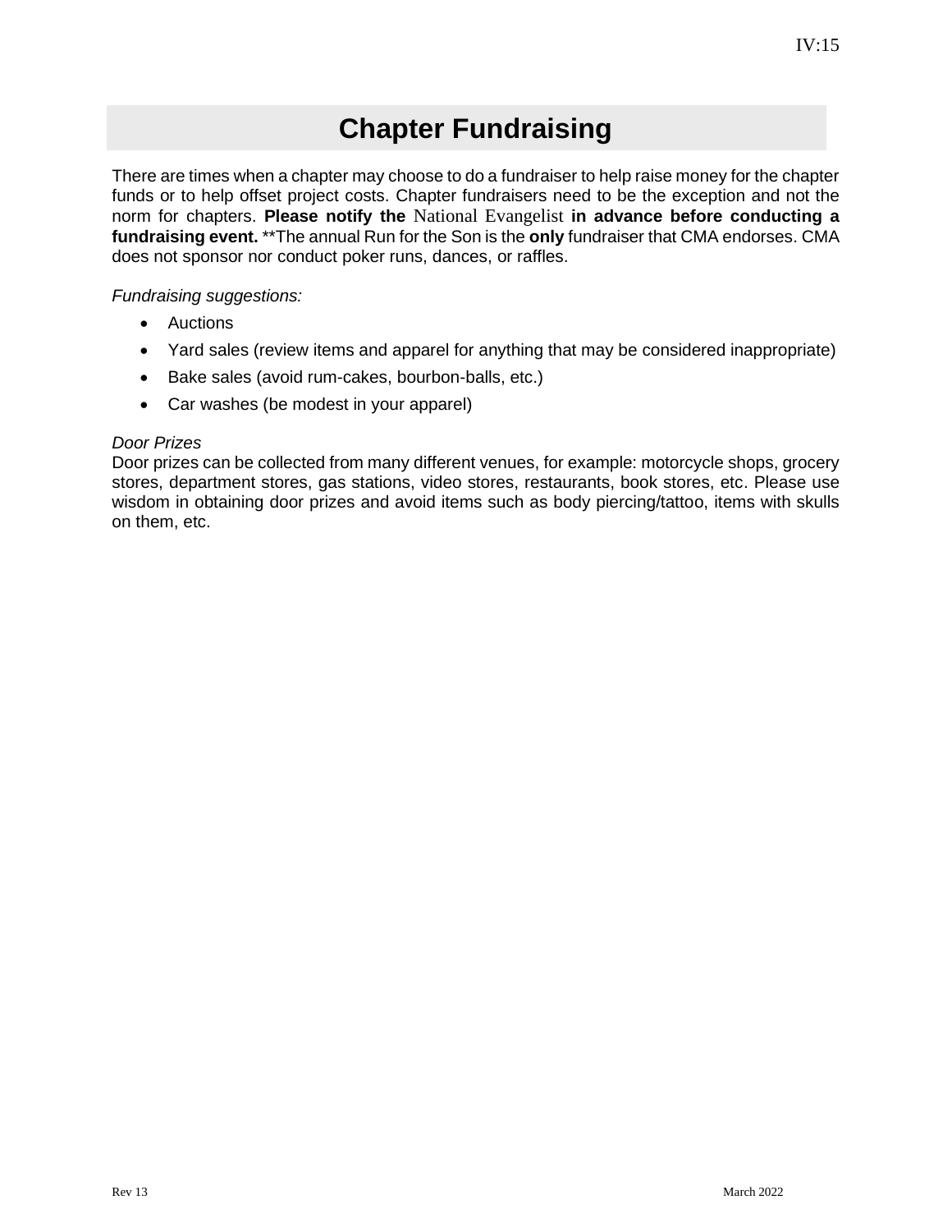# Chapter Fundraising

There are times when a chapter may choose to do a fundraiser to help raise money for the chapter funds or to help offset project costs. Chapter fundraisers need to be the exception and not the norm for chapters. **Please notify the** National Evangelist **in advance before conducting a fundraising event.** **The annual Run for the Son is the **only** fundraiser that CMA endorses. CMA does not sponsor nor conduct poker runs, dances, or raffles.

*Fundraising suggestions:*

- Auctions
- Yard sales (review items and apparel for anything that may be considered inappropriate)
- Bake sales (avoid rum-cakes, bourbon-balls, etc.)
- Car washes (be modest in your apparel)

*Door Prizes*

Door prizes can be collected from many different venues, for example: motorcycle shops, grocery stores, department stores, gas stations, video stores, restaurants, book stores, etc. Please use wisdom in obtaining door prizes and avoid items such as body piercing/tattoo, items with skulls on them, etc.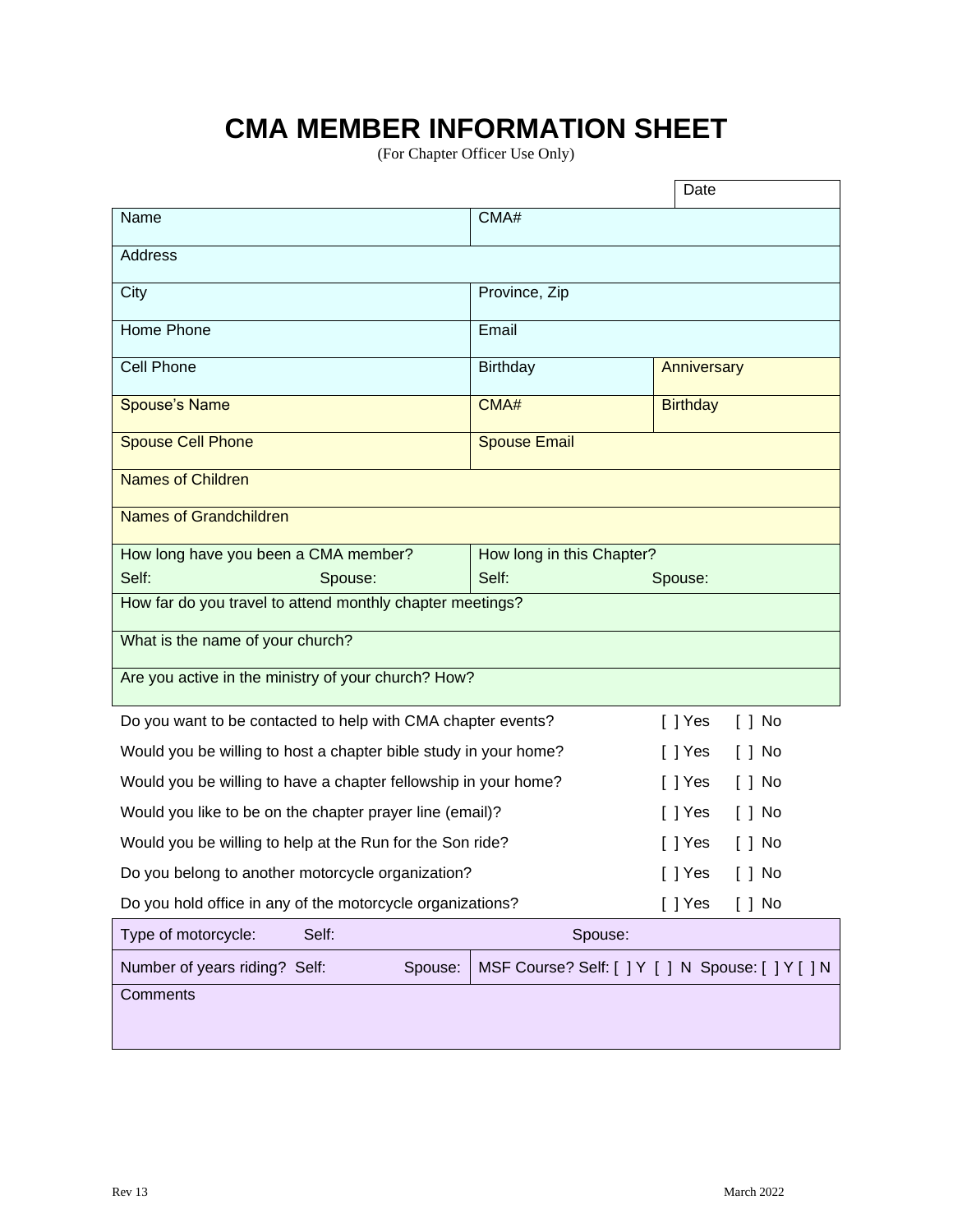# CMA MEMBER INFORMATION SHEET

(For Chapter Officer Use Only)

| | | |
|---|---|---|
| | | Date |
| Name | CMA# | |
| Address | | |
| City | Province, Zip | |
| Home Phone | Email | |
| Cell Phone | Birthday | Anniversary |
| Spouse's Name | CMA# | Birthday |
| Spouse Cell Phone | Spouse Email | |
| Names of Children | | |
| Names of Grandchildren | | |
| How long have you been a CMA member?<br>Self: Spouse: | How long in this Chapter?<br>Self: Spouse: | |
| How far do you travel to attend monthly chapter meetings? | | |
| What is the name of your church? | | |
| Are you active in the ministry of your church? How? | | |

| | | |
|---|---|---|
| Do you want to be contacted to help with CMA chapter events? | [ ] Yes | [ ] No |
| Would you be willing to host a chapter bible study in your home? | [ ] Yes | [ ] No |
| Would you be willing to have a chapter fellowship in your home? | [ ] Yes | [ ] No |
| Would you like to be on the chapter prayer line (email)? | [ ] Yes | [ ] No |
| Would you be willing to help at the Run for the Son ride? | [ ] Yes | [ ] No |
| Do you belong to another motorcycle organization? | [ ] Yes | [ ] No |
| Do you hold office in any of the motorcycle organizations? | [ ] Yes | [ ] No |

| | |
|---|---|
| Type of motorcycle: Self: | Spouse: |
| Number of years riding? Self: Spouse: | MSF Course? Self: [ ] Y [ ] N Spouse: [ ] Y [ ] N |
| Comments | |

Rev 13 March 2022